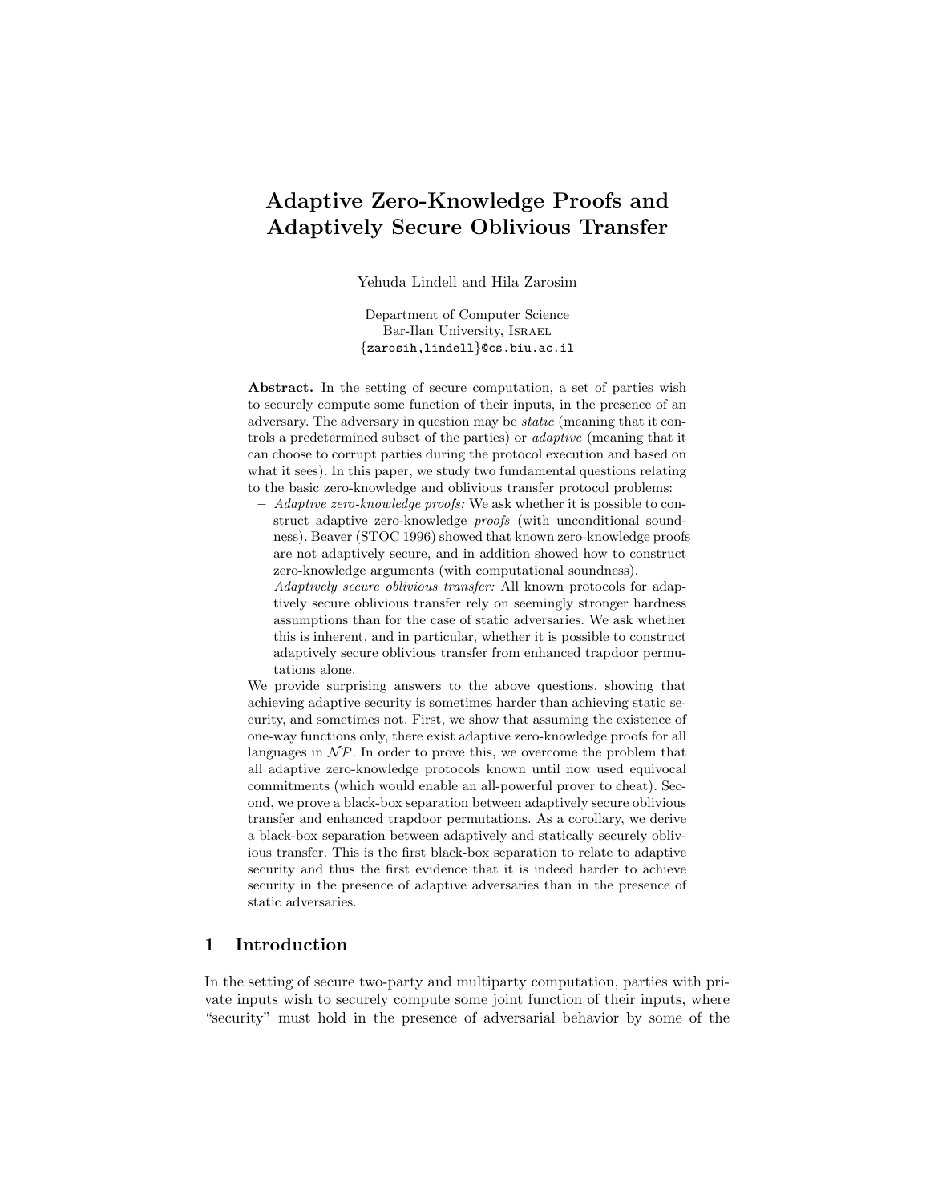# Adaptive Zero-Knowledge Proofs and Adaptively Secure Oblivious Transfer

Yehuda Lindell and Hila Zarosim

Department of Computer Science
Bar-Ilan University, ISRAEL
{zarosih,lindell}@cs.biu.ac.il

**Abstract.** In the setting of secure computation, a set of parties wish to securely compute some function of their inputs, in the presence of an adversary. The adversary in question may be *static* (meaning that it controls a predetermined subset of the parties) or *adaptive* (meaning that it can choose to corrupt parties during the protocol execution and based on what it sees). In this paper, we study two fundamental questions relating to the basic zero-knowledge and oblivious transfer protocol problems:

- *Adaptive zero-knowledge proofs:* We ask whether it is possible to construct adaptive zero-knowledge *proofs* (with unconditional soundness). Beaver (STOC 1996) showed that known zero-knowledge proofs are not adaptively secure, and in addition showed how to construct zero-knowledge arguments (with computational soundness).
- *Adaptively secure oblivious transfer:* All known protocols for adaptively secure oblivious transfer rely on seemingly stronger hardness assumptions than for the case of static adversaries. We ask whether this is inherent, and in particular, whether it is possible to construct adaptively secure oblivious transfer from enhanced trapdoor permutations alone.

We provide surprising answers to the above questions, showing that achieving adaptive security is sometimes harder than achieving static security, and sometimes not. First, we show that assuming the existence of one-way functions only, there exist adaptive zero-knowledge proofs for all languages in $\mathcal{NP}$. In order to prove this, we overcome the problem that all adaptive zero-knowledge protocols known until now used equivocal commitments (which would enable an all-powerful prover to cheat). Second, we prove a black-box separation between adaptively secure oblivious transfer and enhanced trapdoor permutations. As a corollary, we derive a black-box separation between adaptively and statically securely oblivious transfer. This is the first black-box separation to relate to adaptive security and thus the first evidence that it is indeed harder to achieve security in the presence of adaptive adversaries than in the presence of static adversaries.

## 1 Introduction

In the setting of secure two-party and multiparty computation, parties with private inputs wish to securely compute some joint function of their inputs, where "security" must hold in the presence of adversarial behavior by some of the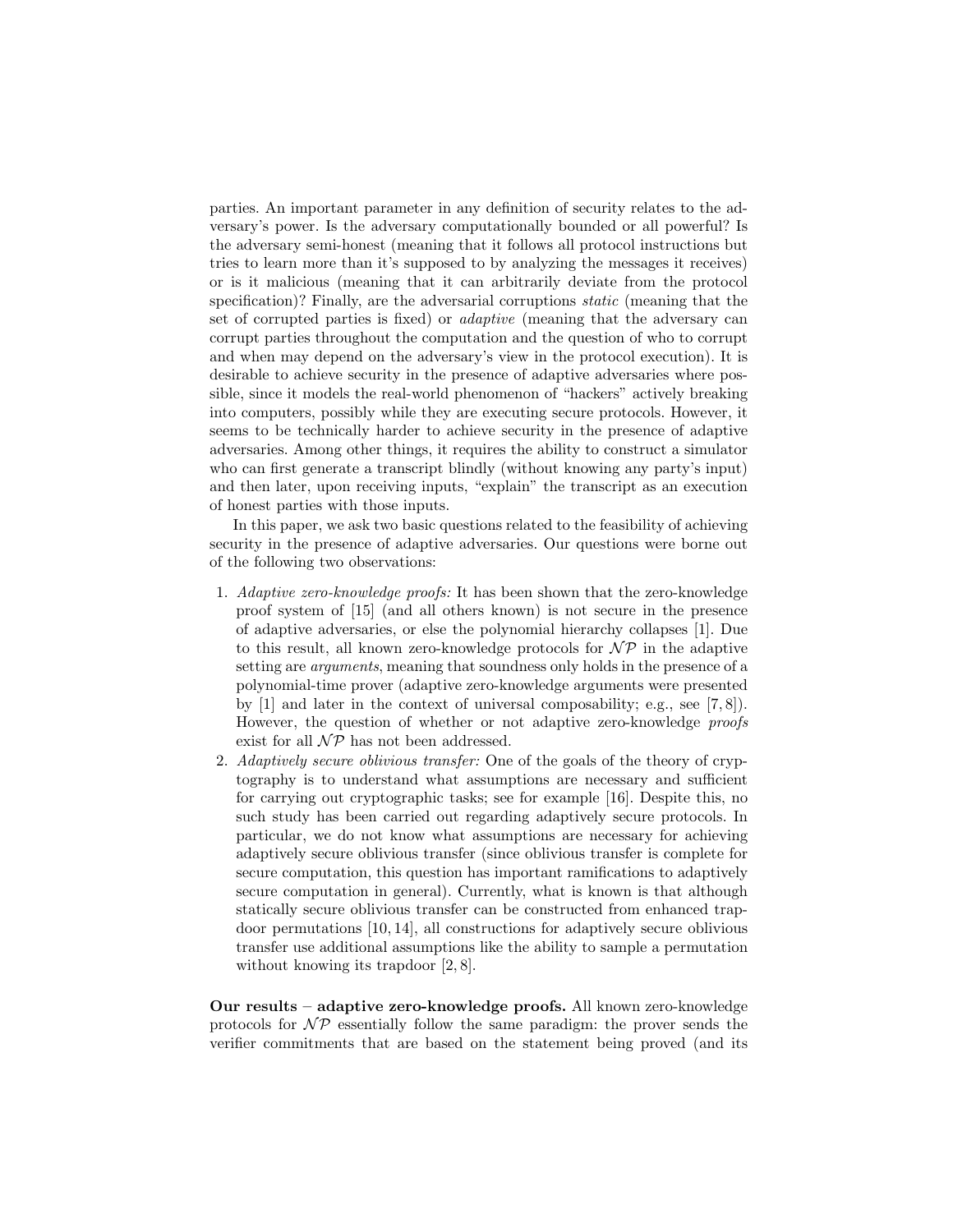parties. An important parameter in any definition of security relates to the adversary's power. Is the adversary computationally bounded or all powerful? Is the adversary semi-honest (meaning that it follows all protocol instructions but tries to learn more than it's supposed to by analyzing the messages it receives) or is it malicious (meaning that it can arbitrarily deviate from the protocol specification)? Finally, are the adversarial corruptions *static* (meaning that the set of corrupted parties is fixed) or *adaptive* (meaning that the adversary can corrupt parties throughout the computation and the question of who to corrupt and when may depend on the adversary's view in the protocol execution). It is desirable to achieve security in the presence of adaptive adversaries where possible, since it models the real-world phenomenon of "hackers" actively breaking into computers, possibly while they are executing secure protocols. However, it seems to be technically harder to achieve security in the presence of adaptive adversaries. Among other things, it requires the ability to construct a simulator who can first generate a transcript blindly (without knowing any party's input) and then later, upon receiving inputs, "explain" the transcript as an execution of honest parties with those inputs.

In this paper, we ask two basic questions related to the feasibility of achieving security in the presence of adaptive adversaries. Our questions were borne out of the following two observations:

1. *Adaptive zero-knowledge proofs:* It has been shown that the zero-knowledge proof system of [15] (and all others known) is not secure in the presence of adaptive adversaries, or else the polynomial hierarchy collapses [1]. Due to this result, all known zero-knowledge protocols for $\mathcal{NP}$ in the adaptive setting are *arguments*, meaning that soundness only holds in the presence of a polynomial-time prover (adaptive zero-knowledge arguments were presented by [1] and later in the context of universal composability; e.g., see [7, 8]). However, the question of whether or not adaptive zero-knowledge *proofs* exist for all $\mathcal{NP}$ has not been addressed.
2. *Adaptively secure oblivious transfer:* One of the goals of the theory of cryptography is to understand what assumptions are necessary and sufficient for carrying out cryptographic tasks; see for example [16]. Despite this, no such study has been carried out regarding adaptively secure protocols. In particular, we do not know what assumptions are necessary for achieving adaptively secure oblivious transfer (since oblivious transfer is complete for secure computation, this question has important ramifications to adaptively secure computation in general). Currently, what is known is that although statically secure oblivious transfer can be constructed from enhanced trapdoor permutations [10, 14], all constructions for adaptively secure oblivious transfer use additional assumptions like the ability to sample a permutation without knowing its trapdoor [2, 8].

**Our results – adaptive zero-knowledge proofs.** All known zero-knowledge protocols for $\mathcal{NP}$ essentially follow the same paradigm: the prover sends the verifier commitments that are based on the statement being proved (and its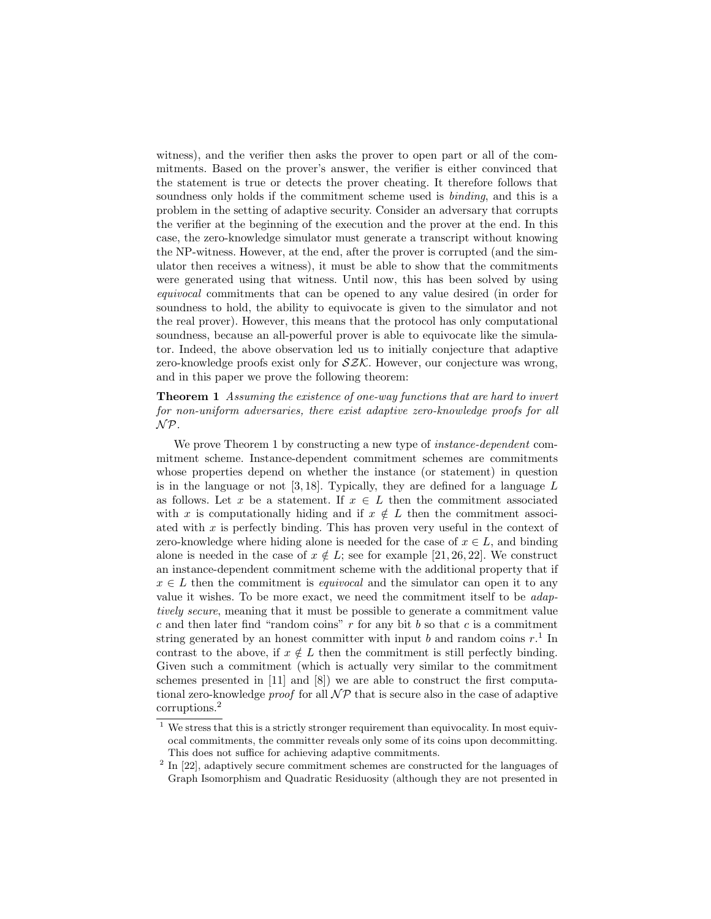witness), and the verifier then asks the prover to open part or all of the commitments. Based on the prover's answer, the verifier is either convinced that the statement is true or detects the prover cheating. It therefore follows that soundness only holds if the commitment scheme used is *binding*, and this is a problem in the setting of adaptive security. Consider an adversary that corrupts the verifier at the beginning of the execution and the prover at the end. In this case, the zero-knowledge simulator must generate a transcript without knowing the NP-witness. However, at the end, after the prover is corrupted (and the simulator then receives a witness), it must be able to show that the commitments were generated using that witness. Until now, this has been solved by using *equivocal* commitments that can be opened to any value desired (in order for soundness to hold, the ability to equivocate is given to the simulator and not the real prover). However, this means that the protocol has only computational soundness, because an all-powerful prover is able to equivocate like the simulator. Indeed, the above observation led us to initially conjecture that adaptive zero-knowledge proofs exist only for $\mathcal{SZK}$. However, our conjecture was wrong, and in this paper we prove the following theorem:

**Theorem 1** *Assuming the existence of one-way functions that are hard to invert for non-uniform adversaries, there exist adaptive zero-knowledge proofs for all $\mathcal{NP}$.*

We prove Theorem 1 by constructing a new type of *instance-dependent* commitment scheme. Instance-dependent commitment schemes are commitments whose properties depend on whether the instance (or statement) in question is in the language or not [3, 18]. Typically, they are defined for a language $L$ as follows. Let $x$ be a statement. If $x \in L$ then the commitment associated with $x$ is computationally hiding and if $x \notin L$ then the commitment associated with $x$ is perfectly binding. This has proven very useful in the context of zero-knowledge where hiding alone is needed for the case of $x \in L$, and binding alone is needed in the case of $x \notin L$; see for example [21, 26, 22]. We construct an instance-dependent commitment scheme with the additional property that if $x \in L$ then the commitment is *equivocal* and the simulator can open it to any value it wishes. To be more exact, we need the commitment itself to be *adaptively secure*, meaning that it must be possible to generate a commitment value $c$ and then later find "random coins" $r$ for any bit $b$ so that $c$ is a commitment string generated by an honest committer with input $b$ and random coins $r$.[1] In contrast to the above, if $x \notin L$ then the commitment is still perfectly binding. Given such a commitment (which is actually very similar to the commitment schemes presented in [11] and [8]) we are able to construct the first computational zero-knowledge *proof* for all $\mathcal{NP}$ that is secure also in the case of adaptive corruptions.[2]

[1] We stress that this is a strictly stronger requirement than equivocality. In most equivocal commitments, the committer reveals only some of its coins upon decommitting. This does not suffice for achieving adaptive commitments.

[2] In [22], adaptively secure commitment schemes are constructed for the languages of Graph Isomorphism and Quadratic Residuosity (although they are not presented in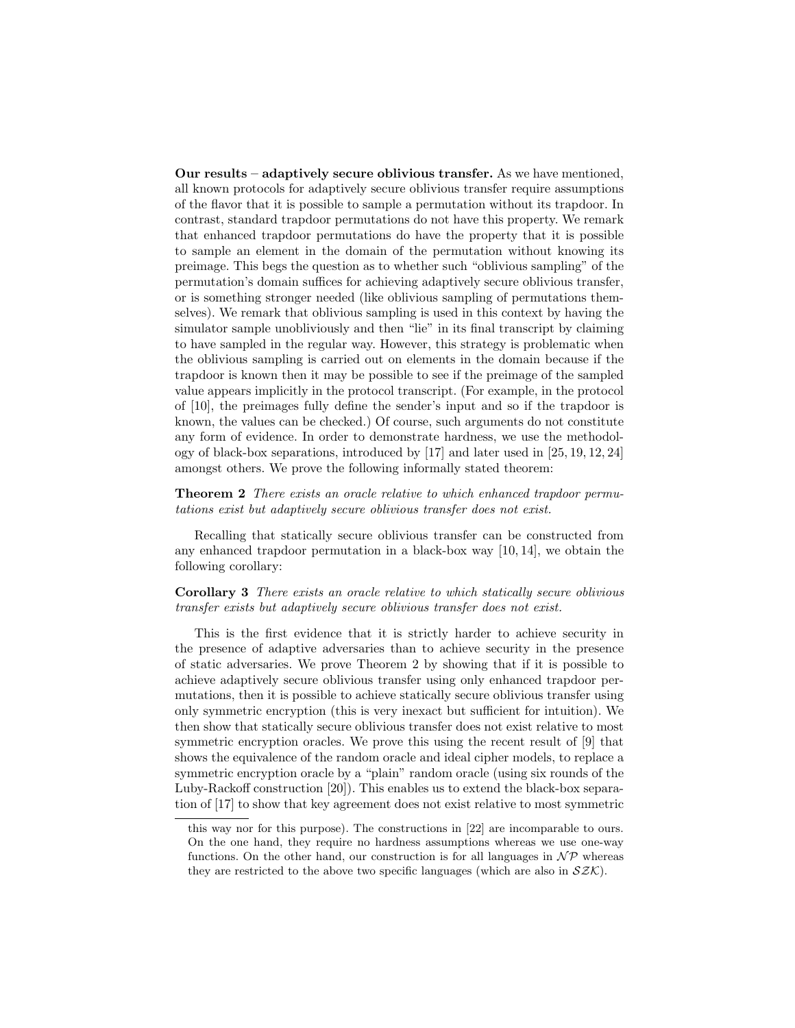**Our results – adaptively secure oblivious transfer.** As we have mentioned, all known protocols for adaptively secure oblivious transfer require assumptions of the flavor that it is possible to sample a permutation without its trapdoor. In contrast, standard trapdoor permutations do not have this property. We remark that enhanced trapdoor permutations do have the property that it is possible to sample an element in the domain of the permutation without knowing its preimage. This begs the question as to whether such "oblivious sampling" of the permutation's domain suffices for achieving adaptively secure oblivious transfer, or is something stronger needed (like oblivious sampling of permutations themselves). We remark that oblivious sampling is used in this context by having the simulator sample unobliviously and then "lie" in its final transcript by claiming to have sampled in the regular way. However, this strategy is problematic when the oblivious sampling is carried out on elements in the domain because if the trapdoor is known then it may be possible to see if the preimage of the sampled value appears implicitly in the protocol transcript. (For example, in the protocol of [10], the preimages fully define the sender's input and so if the trapdoor is known, the values can be checked.) Of course, such arguments do not constitute any form of evidence. In order to demonstrate hardness, we use the methodology of black-box separations, introduced by [17] and later used in [25, 19, 12, 24] amongst others. We prove the following informally stated theorem:

**Theorem 2** *There exists an oracle relative to which enhanced trapdoor permutations exist but adaptively secure oblivious transfer does not exist.*

Recalling that statically secure oblivious transfer can be constructed from any enhanced trapdoor permutation in a black-box way [10, 14], we obtain the following corollary:

**Corollary 3** *There exists an oracle relative to which statically secure oblivious transfer exists but adaptively secure oblivious transfer does not exist.*

This is the first evidence that it is strictly harder to achieve security in the presence of adaptive adversaries than to achieve security in the presence of static adversaries. We prove Theorem 2 by showing that if it is possible to achieve adaptively secure oblivious transfer using only enhanced trapdoor permutations, then it is possible to achieve statically secure oblivious transfer using only symmetric encryption (this is very inexact but sufficient for intuition). We then show that statically secure oblivious transfer does not exist relative to most symmetric encryption oracles. We prove this using the recent result of [9] that shows the equivalence of the random oracle and ideal cipher models, to replace a symmetric encryption oracle by a "plain" random oracle (using six rounds of the Luby-Rackoff construction [20]). This enables us to extend the black-box separation of [17] to show that key agreement does not exist relative to most symmetric

---

this way nor for this purpose). The constructions in [22] are incomparable to ours. On the one hand, they require no hardness assumptions whereas we use one-way functions. On the other hand, our construction is for all languages in $\mathcal{NP}$ whereas they are restricted to the above two specific languages (which are also in $\mathcal{SZK}$).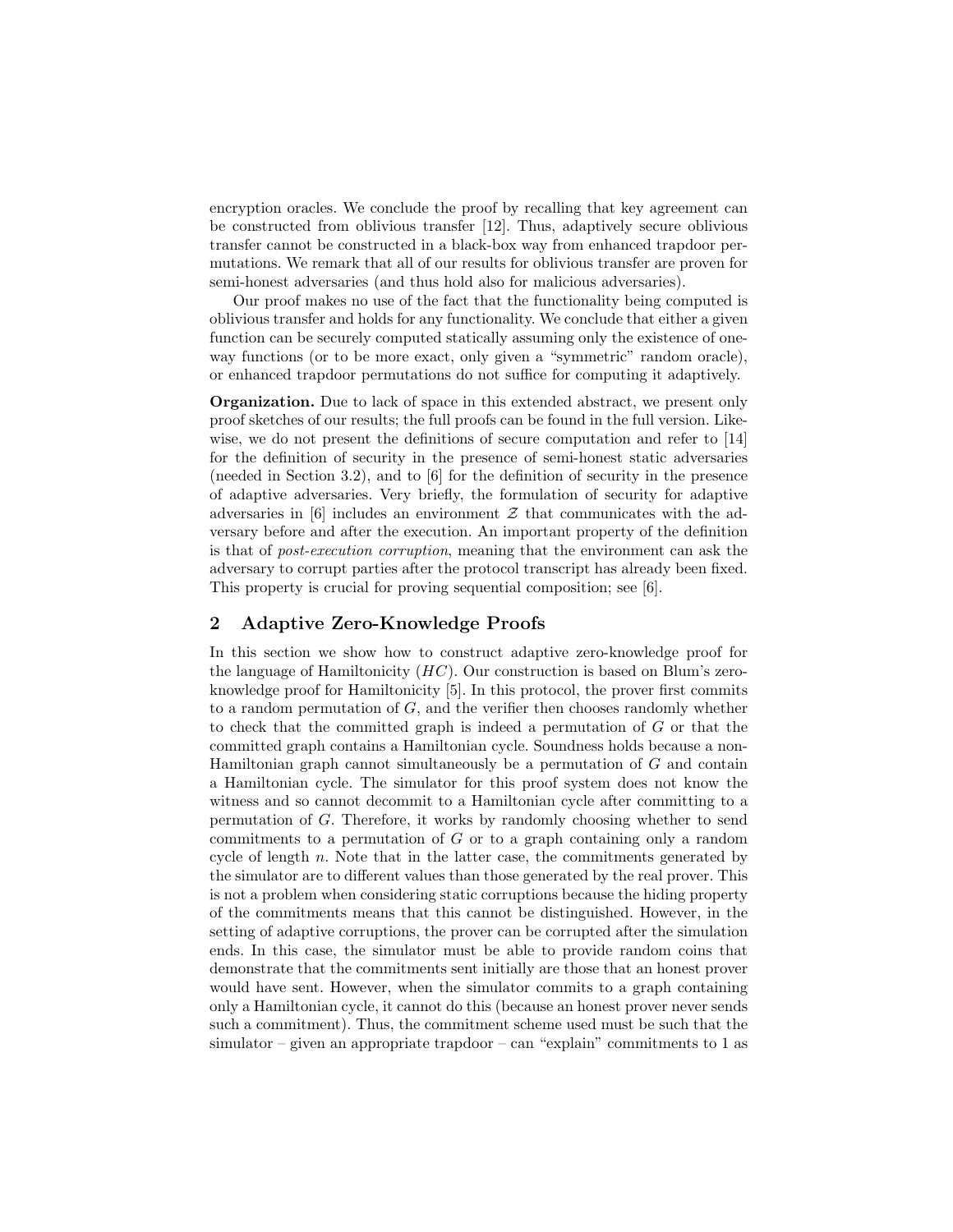encryption oracles. We conclude the proof by recalling that key agreement can be constructed from oblivious transfer [12]. Thus, adaptively secure oblivious transfer cannot be constructed in a black-box way from enhanced trapdoor permutations. We remark that all of our results for oblivious transfer are proven for semi-honest adversaries (and thus hold also for malicious adversaries).

Our proof makes no use of the fact that the functionality being computed is oblivious transfer and holds for any functionality. We conclude that either a given function can be securely computed statically assuming only the existence of one-way functions (or to be more exact, only given a "symmetric" random oracle), or enhanced trapdoor permutations do not suffice for computing it adaptively.

**Organization.** Due to lack of space in this extended abstract, we present only proof sketches of our results; the full proofs can be found in the full version. Likewise, we do not present the definitions of secure computation and refer to [14] for the definition of security in the presence of semi-honest static adversaries (needed in Section 3.2), and to [6] for the definition of security in the presence of adaptive adversaries. Very briefly, the formulation of security for adaptive adversaries in [6] includes an environment $\mathcal{Z}$ that communicates with the adversary before and after the execution. An important property of the definition is that of *post-execution corruption*, meaning that the environment can ask the adversary to corrupt parties after the protocol transcript has already been fixed. This property is crucial for proving sequential composition; see [6].

## 2 Adaptive Zero-Knowledge Proofs

In this section we show how to construct adaptive zero-knowledge proof for the language of Hamiltonicity ($HC$). Our construction is based on Blum's zero-knowledge proof for Hamiltonicity [5]. In this protocol, the prover first commits to a random permutation of $G$, and the verifier then chooses randomly whether to check that the committed graph is indeed a permutation of $G$ or that the committed graph contains a Hamiltonian cycle. Soundness holds because a non-Hamiltonian graph cannot simultaneously be a permutation of $G$ and contain a Hamiltonian cycle. The simulator for this proof system does not know the witness and so cannot decommit to a Hamiltonian cycle after committing to a permutation of $G$. Therefore, it works by randomly choosing whether to send commitments to a permutation of $G$ or to a graph containing only a random cycle of length $n$. Note that in the latter case, the commitments generated by the simulator are to different values than those generated by the real prover. This is not a problem when considering static corruptions because the hiding property of the commitments means that this cannot be distinguished. However, in the setting of adaptive corruptions, the prover can be corrupted after the simulation ends. In this case, the simulator must be able to provide random coins that demonstrate that the commitments sent initially are those that an honest prover would have sent. However, when the simulator commits to a graph containing only a Hamiltonian cycle, it cannot do this (because an honest prover never sends such a commitment). Thus, the commitment scheme used must be such that the simulator – given an appropriate trapdoor – can "explain" commitments to 1 as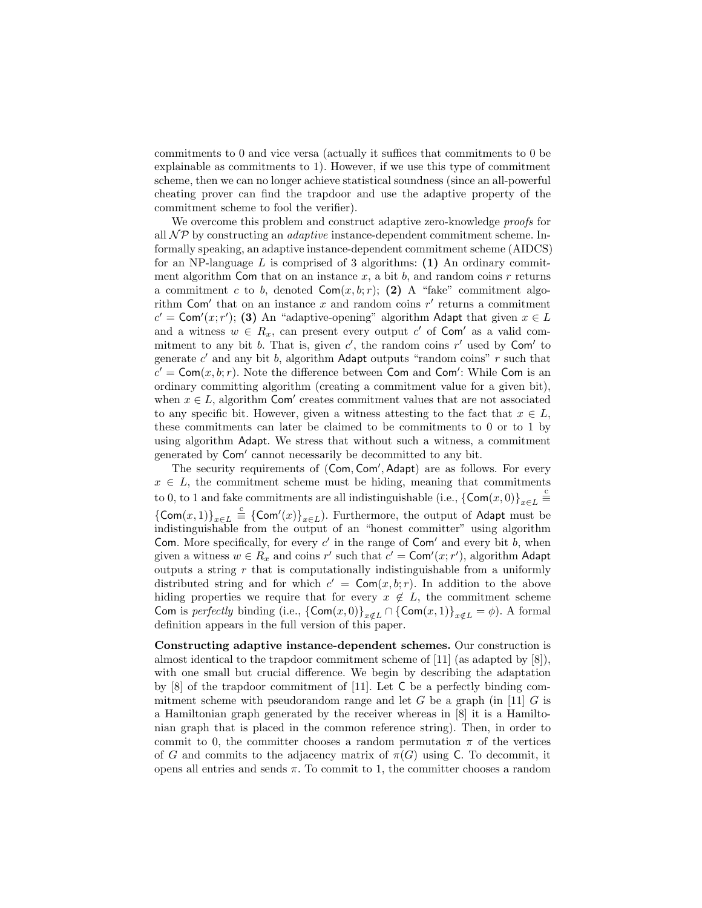commitments to 0 and vice versa (actually it suffices that commitments to 0 be explainable as commitments to 1). However, if we use this type of commitment scheme, then we can no longer achieve statistical soundness (since an all-powerful cheating prover can find the trapdoor and use the adaptive property of the commitment scheme to fool the verifier).

We overcome this problem and construct adaptive zero-knowledge *proofs* for all $\mathcal{NP}$ by constructing an *adaptive* instance-dependent commitment scheme. Informally speaking, an adaptive instance-dependent commitment scheme (AIDCS) for an NP-language $L$ is comprised of 3 algorithms: **(1)** An ordinary commitment algorithm $\mathsf{Com}$ that on an instance $x$, a bit $b$, and random coins $r$ returns a commitment $c$ to $b$, denoted $\mathsf{Com}(x, b; r)$; **(2)** A "fake" commitment algorithm $\mathsf{Com}'$ that on an instance $x$ and random coins $r'$ returns a commitment $c' = \mathsf{Com}'(x; r')$; **(3)** An "adaptive-opening" algorithm $\mathsf{Adapt}$ that given $x \in L$ and a witness $w \in R_x$, can present every output $c'$ of $\mathsf{Com}'$ as a valid commitment to any bit $b$. That is, given $c'$, the random coins $r'$ used by $\mathsf{Com}'$ to generate $c'$ and any bit $b$, algorithm $\mathsf{Adapt}$ outputs "random coins" $r$ such that $c' = \mathsf{Com}(x, b; r)$. Note the difference between $\mathsf{Com}$ and $\mathsf{Com}'$: While $\mathsf{Com}$ is an ordinary committing algorithm (creating a commitment value for a given bit), when $x \in L$, algorithm $\mathsf{Com}'$ creates commitment values that are not associated to any specific bit. However, given a witness attesting to the fact that $x \in L$, these commitments can later be claimed to be commitments to 0 or to 1 by using algorithm $\mathsf{Adapt}$. We stress that without such a witness, a commitment generated by $\mathsf{Com}'$ cannot necessarily be decommitted to any bit.

The security requirements of $(\mathsf{Com}, \mathsf{Com}', \mathsf{Adapt})$ are as follows. For every $x \in L$, the commitment scheme must be hiding, meaning that commitments to 0, to 1 and fake commitments are all indistinguishable (i.e., $\{\mathsf{Com}(x,0)\}_{x \in L} \stackrel{c}{\equiv} \{\mathsf{Com}(x,1)\}_{x \in L} \stackrel{c}{\equiv} \{\mathsf{Com}'(x)\}_{x \in L}$). Furthermore, the output of $\mathsf{Adapt}$ must be indistinguishable from the output of an "honest committer" using algorithm $\mathsf{Com}$. More specifically, for every $c'$ in the range of $\mathsf{Com}'$ and every bit $b$, when given a witness $w \in R_x$ and coins $r'$ such that $c' = \mathsf{Com}'(x; r')$, algorithm $\mathsf{Adapt}$ outputs a string $r$ that is computationally indistinguishable from a uniformly distributed string and for which $c' = \mathsf{Com}(x, b; r)$. In addition to the above hiding properties we require that for every $x \notin L$, the commitment scheme $\mathsf{Com}$ is *perfectly* binding (i.e., $\{\mathsf{Com}(x,0)\}_{x \notin L} \cap \{\mathsf{Com}(x,1)\}_{x \notin L} = \phi$). A formal definition appears in the full version of this paper.

**Constructing adaptive instance-dependent schemes.** Our construction is almost identical to the trapdoor commitment scheme of [11] (as adapted by [8]), with one small but crucial difference. We begin by describing the adaptation by [8] of the trapdoor commitment of [11]. Let $\mathsf{C}$ be a perfectly binding commitment scheme with pseudorandom range and let $G$ be a graph (in [11] $G$ is a Hamiltonian graph generated by the receiver whereas in [8] it is a Hamiltonian graph that is placed in the common reference string). Then, in order to commit to 0, the committer chooses a random permutation $\pi$ of the vertices of $G$ and commits to the adjacency matrix of $\pi(G)$ using $\mathsf{C}$. To decommit, it opens all entries and sends $\pi$. To commit to 1, the committer chooses a random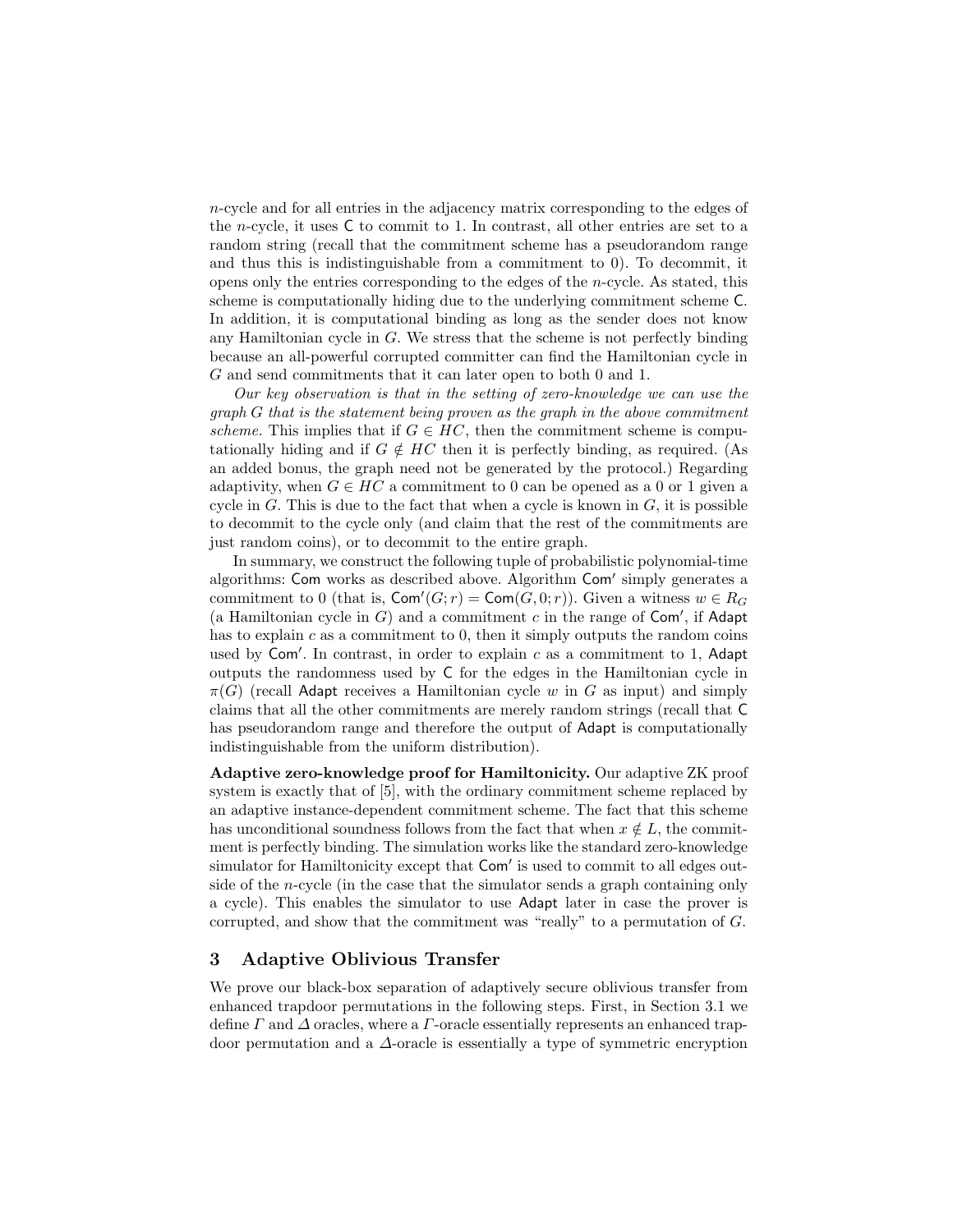$n$-cycle and for all entries in the adjacency matrix corresponding to the edges of the $n$-cycle, it uses $\mathsf{C}$ to commit to 1. In contrast, all other entries are set to a random string (recall that the commitment scheme has a pseudorandom range and thus this is indistinguishable from a commitment to 0). To decommit, it opens only the entries corresponding to the edges of the $n$-cycle. As stated, this scheme is computationally hiding due to the underlying commitment scheme $\mathsf{C}$. In addition, it is computational binding as long as the sender does not know any Hamiltonian cycle in $G$. We stress that the scheme is not perfectly binding because an all-powerful corrupted committer can find the Hamiltonian cycle in $G$ and send commitments that it can later open to both 0 and 1.

*Our key observation is that in the setting of zero-knowledge we can use the graph $G$ that is the statement being proven as the graph in the above commitment scheme.* This implies that if $G \in HC$, then the commitment scheme is computationally hiding and if $G \notin HC$ then it is perfectly binding, as required. (As an added bonus, the graph need not be generated by the protocol.) Regarding adaptivity, when $G \in HC$ a commitment to 0 can be opened as a 0 or 1 given a cycle in $G$. This is due to the fact that when a cycle is known in $G$, it is possible to decommit to the cycle only (and claim that the rest of the commitments are just random coins), or to decommit to the entire graph.

In summary, we construct the following tuple of probabilistic polynomial-time algorithms: $\mathsf{Com}$ works as described above. Algorithm $\mathsf{Com}'$ simply generates a commitment to 0 (that is, $\mathsf{Com}'(G; r) = \mathsf{Com}(G, 0; r)$). Given a witness $w \in R_G$ (a Hamiltonian cycle in $G$) and a commitment $c$ in the range of $\mathsf{Com}'$, if $\mathsf{Adapt}$ has to explain $c$ as a commitment to 0, then it simply outputs the random coins used by $\mathsf{Com}'$. In contrast, in order to explain $c$ as a commitment to 1, $\mathsf{Adapt}$ outputs the randomness used by $\mathsf{C}$ for the edges in the Hamiltonian cycle in $\pi(G)$ (recall $\mathsf{Adapt}$ receives a Hamiltonian cycle $w$ in $G$ as input) and simply claims that all the other commitments are merely random strings (recall that $\mathsf{C}$ has pseudorandom range and therefore the output of $\mathsf{Adapt}$ is computationally indistinguishable from the uniform distribution).

**Adaptive zero-knowledge proof for Hamiltonicity.** Our adaptive ZK proof system is exactly that of [5], with the ordinary commitment scheme replaced by an adaptive instance-dependent commitment scheme. The fact that this scheme has unconditional soundness follows from the fact that when $x \notin L$, the commitment is perfectly binding. The simulation works like the standard zero-knowledge simulator for Hamiltonicity except that $\mathsf{Com}'$ is used to commit to all edges outside of the $n$-cycle (in the case that the simulator sends a graph containing only a cycle). This enables the simulator to use $\mathsf{Adapt}$ later in case the prover is corrupted, and show that the commitment was "really" to a permutation of $G$.

## 3 Adaptive Oblivious Transfer

We prove our black-box separation of adaptively secure oblivious transfer from enhanced trapdoor permutations in the following steps. First, in Section 3.1 we define $\Gamma$ and $\Delta$ oracles, where a $\Gamma$-oracle essentially represents an enhanced trapdoor permutation and a $\Delta$-oracle is essentially a type of symmetric encryption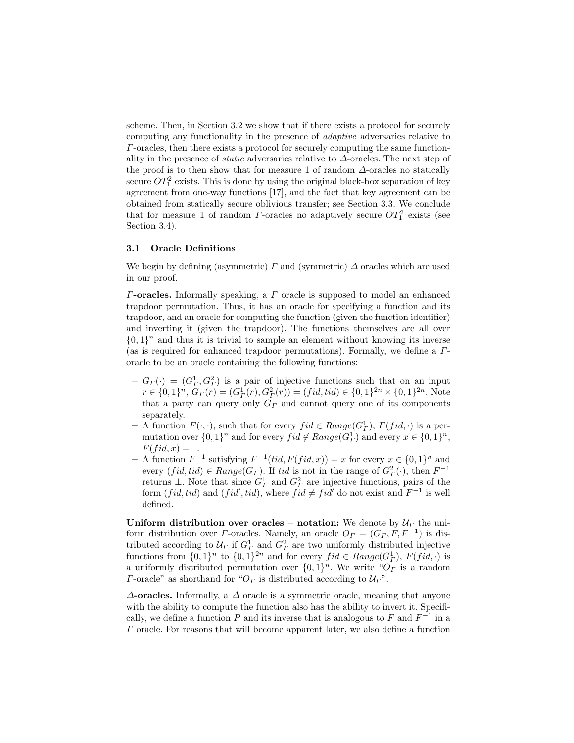scheme. Then, in Section 3.2 we show that if there exists a protocol for securely computing any functionality in the presence of *adaptive* adversaries relative to $\Gamma$-oracles, then there exists a protocol for securely computing the same functionality in the presence of *static* adversaries relative to $\Delta$-oracles. The next step of the proof is to then show that for measure 1 of random $\Delta$-oracles no statically secure $OT_1^2$ exists. This is done by using the original black-box separation of key agreement from one-way functions [17], and the fact that key agreement can be obtained from statically secure oblivious transfer; see Section 3.3. We conclude that for measure 1 of random $\Gamma$-oracles no adaptively secure $OT_1^2$ exists (see Section 3.4).

### 3.1 Oracle Definitions

We begin by defining (asymmetric) $\Gamma$ and (symmetric) $\Delta$ oracles which are used in our proof.

**$\Gamma$-oracles.** Informally speaking, a $\Gamma$ oracle is supposed to model an enhanced trapdoor permutation. Thus, it has an oracle for specifying a function and its trapdoor, and an oracle for computing the function (given the function identifier) and inverting it (given the trapdoor). The functions themselves are all over $\{0,1\}^n$ and thus it is trivial to sample an element without knowing its inverse (as is required for enhanced trapdoor permutations). Formally, we define a $\Gamma$-oracle to be an oracle containing the following functions:

- $G_\Gamma(\cdot) = (G_\Gamma^1, G_\Gamma^2)$ is a pair of injective functions such that on an input $r \in \{0,1\}^n$, $G_\Gamma(r) = (G_\Gamma^1(r), G_\Gamma^2(r)) = (fid, tid) \in \{0,1\}^{2n} \times \{0,1\}^{2n}$. Note that a party can query only $G_\Gamma$ and cannot query one of its components separately.
- A function $F(\cdot,\cdot)$, such that for every $fid \in Range(G_\Gamma^1)$, $F(fid,\cdot)$ is a permutation over $\{0,1\}^n$ and for every $fid \notin Range(G_\Gamma^1)$ and every $x \in \{0,1\}^n$, $F(fid, x) = \perp$.
- A function $F^{-1}$ satisfying $F^{-1}(tid, F(fid, x)) = x$ for every $x \in \{0,1\}^n$ and every $(fid, tid) \in Range(G_\Gamma)$. If $tid$ is not in the range of $G_\Gamma^2(\cdot)$, then $F^{-1}$ returns $\perp$. Note that since $G_\Gamma^1$ and $G_\Gamma^2$ are injective functions, pairs of the form $(fid, tid)$ and $(fid', tid)$, where $fid \neq fid'$ do not exist and $F^{-1}$ is well defined.

**Uniform distribution over oracles – notation:** We denote by $\mathcal{U}_\Gamma$ the uniform distribution over $\Gamma$-oracles. Namely, an oracle $O_\Gamma = (G_\Gamma, F, F^{-1})$ is distributed according to $\mathcal{U}_\Gamma$ if $G_\Gamma^1$ and $G_\Gamma^2$ are two uniformly distributed injective functions from $\{0,1\}^n$ to $\{0,1\}^{2n}$ and for every $fid \in Range(G_\Gamma^1)$, $F(fid,\cdot)$ is a uniformly distributed permutation over $\{0,1\}^n$. We write "$O_\Gamma$ is a random $\Gamma$-oracle" as shorthand for "$O_\Gamma$ is distributed according to $\mathcal{U}_\Gamma$".

**$\Delta$-oracles.** Informally, a $\Delta$ oracle is a symmetric oracle, meaning that anyone with the ability to compute the function also has the ability to invert it. Specifically, we define a function $P$ and its inverse that is analogous to $F$ and $F^{-1}$ in a $\Gamma$ oracle. For reasons that will become apparent later, we also define a function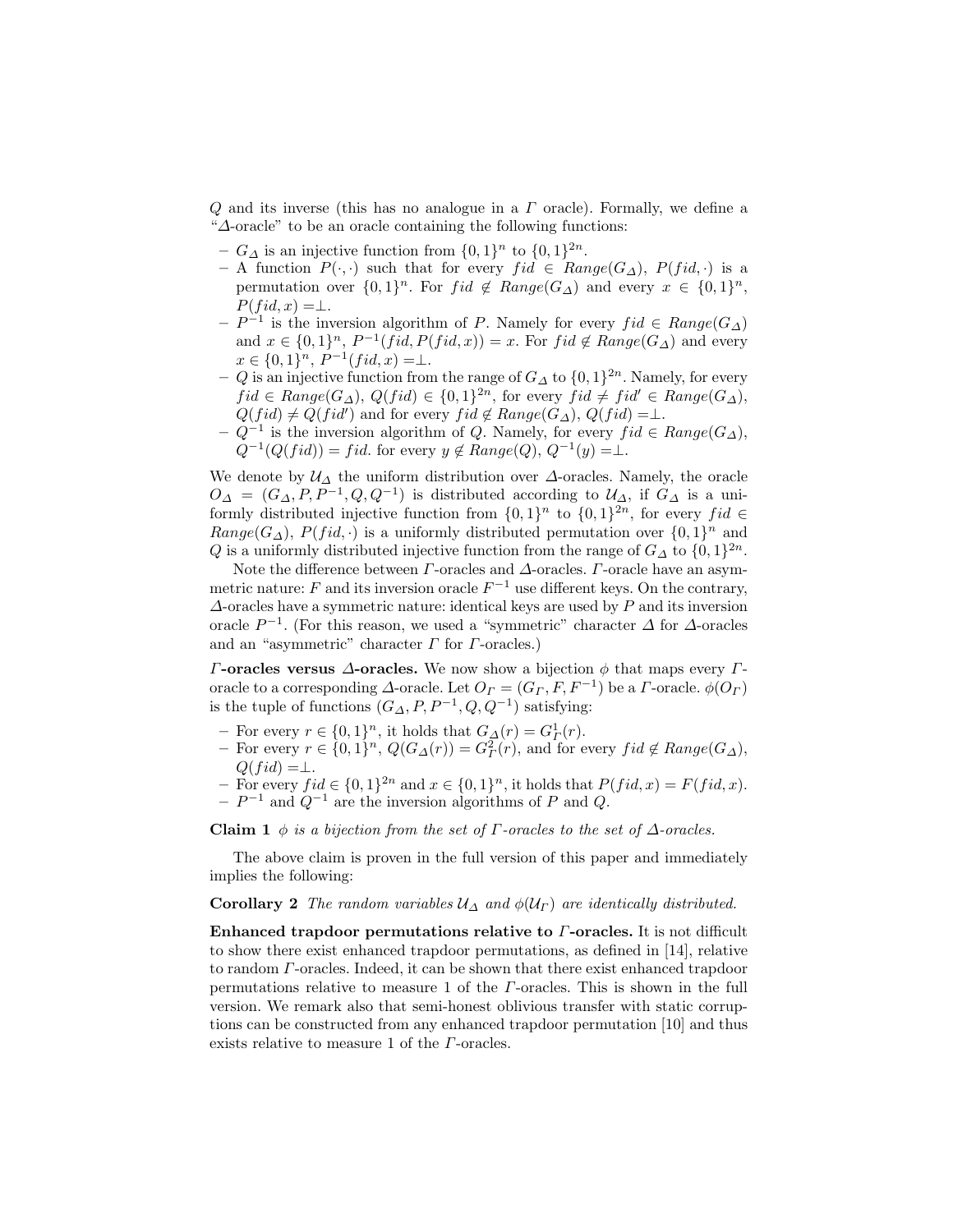$Q$ and its inverse (this has no analogue in a $\Gamma$ oracle). Formally, we define a "$\Delta$-oracle" to be an oracle containing the following functions:

- $G_\Delta$ is an injective function from $\{0,1\}^n$ to $\{0,1\}^{2n}$.
- A function $P(\cdot,\cdot)$ such that for every $fid \in Range(G_\Delta)$, $P(fid,\cdot)$ is a permutation over $\{0,1\}^n$. For $fid \notin Range(G_\Delta)$ and every $x \in \{0,1\}^n$, $P(fid,x) = \perp$.
- $P^{-1}$ is the inversion algorithm of $P$. Namely for every $fid \in Range(G_\Delta)$ and $x \in \{0,1\}^n$, $P^{-1}(fid, P(fid,x)) = x$. For $fid \notin Range(G_\Delta)$ and every $x \in \{0,1\}^n$, $P^{-1}(fid,x) = \perp$.
- $Q$ is an injective function from the range of $G_\Delta$ to $\{0,1\}^{2n}$. Namely, for every $fid \in Range(G_\Delta)$, $Q(fid) \in \{0,1\}^{2n}$, for every $fid \neq fid' \in Range(G_\Delta)$, $Q(fid) \neq Q(fid')$ and for every $fid \notin Range(G_\Delta)$, $Q(fid) = \perp$.
- $Q^{-1}$ is the inversion algorithm of $Q$. Namely, for every $fid \in Range(G_\Delta)$, $Q^{-1}(Q(fid)) = fid$. for every $y \notin Range(Q)$, $Q^{-1}(y) = \perp$.

We denote by $\mathcal{U}_\Delta$ the uniform distribution over $\Delta$-oracles. Namely, the oracle $O_\Delta = (G_\Delta, P, P^{-1}, Q, Q^{-1})$ is distributed according to $\mathcal{U}_\Delta$, if $G_\Delta$ is a uniformly distributed injective function from $\{0,1\}^n$ to $\{0,1\}^{2n}$, for every $fid \in Range(G_\Delta)$, $P(fid,\cdot)$ is a uniformly distributed permutation over $\{0,1\}^n$ and $Q$ is a uniformly distributed injective function from the range of $G_\Delta$ to $\{0,1\}^{2n}$.

Note the difference between $\Gamma$-oracles and $\Delta$-oracles. $\Gamma$-oracle have an asymmetric nature: $F$ and its inversion oracle $F^{-1}$ use different keys. On the contrary, $\Delta$-oracles have a symmetric nature: identical keys are used by $P$ and its inversion oracle $P^{-1}$. (For this reason, we used a "symmetric" character $\Delta$ for $\Delta$-oracles and an "asymmetric" character $\Gamma$ for $\Gamma$-oracles.)

**$\Gamma$-oracles versus $\Delta$-oracles.** We now show a bijection $\phi$ that maps every $\Gamma$-oracle to a corresponding $\Delta$-oracle. Let $O_\Gamma = (G_\Gamma, F, F^{-1})$ be a $\Gamma$-oracle. $\phi(O_\Gamma)$ is the tuple of functions $(G_\Delta, P, P^{-1}, Q, Q^{-1})$ satisfying:

- For every $r \in \{0,1\}^n$, it holds that $G_\Delta(r) = G_\Gamma^1(r)$.
- For every $r \in \{0,1\}^n$, $Q(G_\Delta(r)) = G_\Gamma^2(r)$, and for every $fid \notin Range(G_\Delta)$, $Q(fid) = \perp$.
- For every $fid \in \{0,1\}^{2n}$ and $x \in \{0,1\}^n$, it holds that $P(fid,x) = F(fid,x)$.
- $P^{-1}$ and $Q^{-1}$ are the inversion algorithms of $P$ and $Q$.

**Claim 1** *$\phi$ is a bijection from the set of $\Gamma$-oracles to the set of $\Delta$-oracles.*

The above claim is proven in the full version of this paper and immediately implies the following:

**Corollary 2** *The random variables $\mathcal{U}_\Delta$ and $\phi(\mathcal{U}_\Gamma)$ are identically distributed.*

**Enhanced trapdoor permutations relative to $\Gamma$-oracles.** It is not difficult to show there exist enhanced trapdoor permutations, as defined in [14], relative to random $\Gamma$-oracles. Indeed, it can be shown that there exist enhanced trapdoor permutations relative to measure 1 of the $\Gamma$-oracles. This is shown in the full version. We remark also that semi-honest oblivious transfer with static corruptions can be constructed from any enhanced trapdoor permutation [10] and thus exists relative to measure 1 of the $\Gamma$-oracles.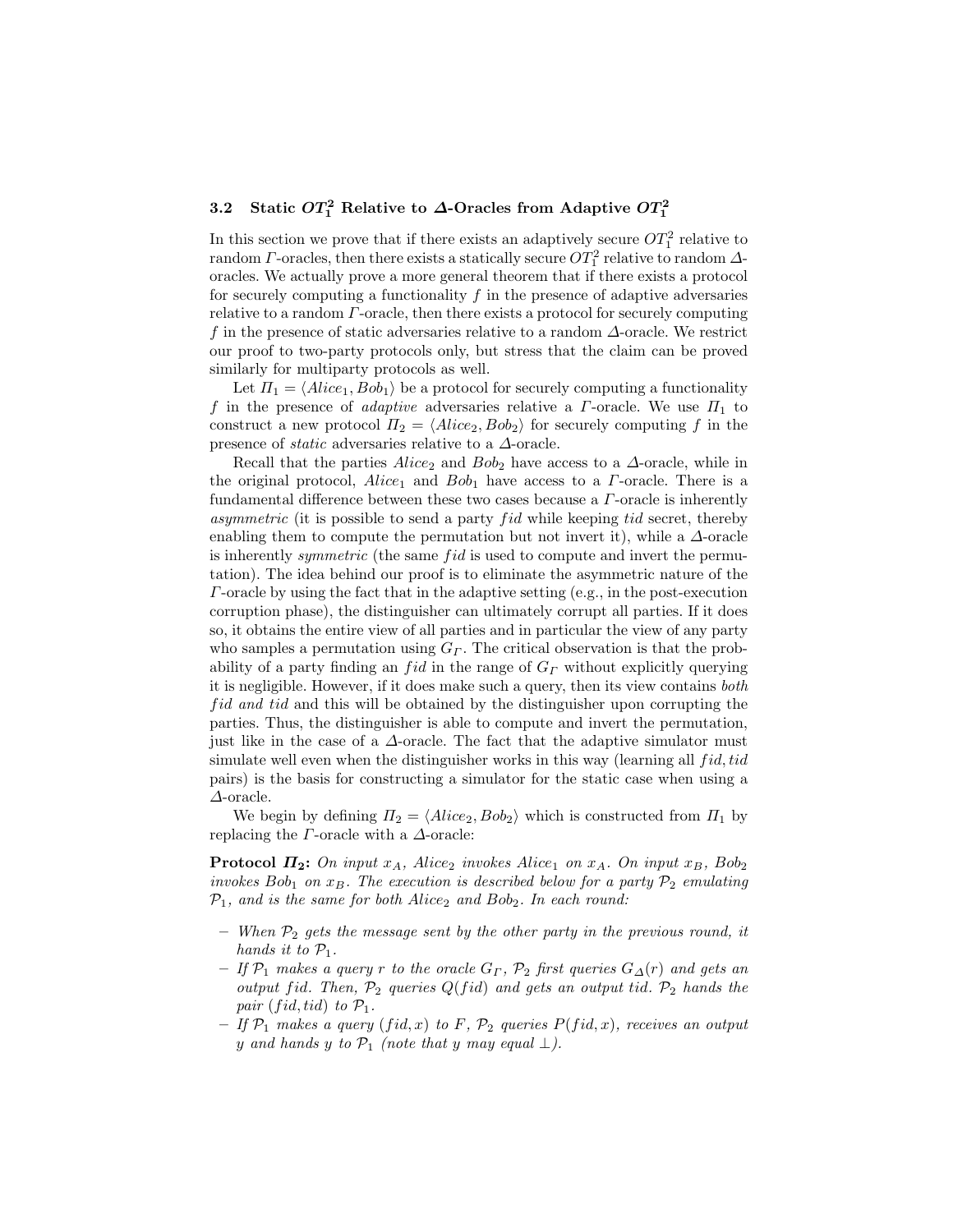### 3.2 Static $OT_1^2$ Relative to $\Delta$-Oracles from Adaptive $OT_1^2$

In this section we prove that if there exists an adaptively secure $OT_1^2$ relative to random $\Gamma$-oracles, then there exists a statically secure $OT_1^2$ relative to random $\Delta$-oracles. We actually prove a more general theorem that if there exists a protocol for securely computing a functionality $f$ in the presence of adaptive adversaries relative to a random $\Gamma$-oracle, then there exists a protocol for securely computing $f$ in the presence of static adversaries relative to a random $\Delta$-oracle. We restrict our proof to two-party protocols only, but stress that the claim can be proved similarly for multiparty protocols as well.

Let $\Pi_1 = \langle Alice_1, Bob_1 \rangle$ be a protocol for securely computing a functionality $f$ in the presence of *adaptive* adversaries relative a $\Gamma$-oracle. We use $\Pi_1$ to construct a new protocol $\Pi_2 = \langle Alice_2, Bob_2 \rangle$ for securely computing $f$ in the presence of *static* adversaries relative to a $\Delta$-oracle.

Recall that the parties $Alice_2$ and $Bob_2$ have access to a $\Delta$-oracle, while in the original protocol, $Alice_1$ and $Bob_1$ have access to a $\Gamma$-oracle. There is a fundamental difference between these two cases because a $\Gamma$-oracle is inherently *asymmetric* (it is possible to send a party $fid$ while keeping $tid$ secret, thereby enabling them to compute the permutation but not invert it), while a $\Delta$-oracle is inherently *symmetric* (the same $fid$ is used to compute and invert the permutation). The idea behind our proof is to eliminate the asymmetric nature of the $\Gamma$-oracle by using the fact that in the adaptive setting (e.g., in the post-execution corruption phase), the distinguisher can ultimately corrupt all parties. If it does so, it obtains the entire view of all parties and in particular the view of any party who samples a permutation using $G_\Gamma$. The critical observation is that the probability of a party finding an $fid$ in the range of $G_\Gamma$ without explicitly querying it is negligible. However, if it does make such a query, then its view contains *both* $fid$ *and* $tid$ and this will be obtained by the distinguisher upon corrupting the parties. Thus, the distinguisher is able to compute and invert the permutation, just like in the case of a $\Delta$-oracle. The fact that the adaptive simulator must simulate well even when the distinguisher works in this way (learning all $fid, tid$ pairs) is the basis for constructing a simulator for the static case when using a $\Delta$-oracle.

We begin by defining $\Pi_2 = \langle Alice_2, Bob_2 \rangle$ which is constructed from $\Pi_1$ by replacing the $\Gamma$-oracle with a $\Delta$-oracle:

**Protocol $\Pi_2$:** *On input $x_A$, $Alice_2$ invokes $Alice_1$ on $x_A$. On input $x_B$, $Bob_2$ invokes $Bob_1$ on $x_B$. The execution is described below for a party $\mathcal{P}_2$ emulating $\mathcal{P}_1$, and is the same for both $Alice_2$ and $Bob_2$. In each round:*

- *When $\mathcal{P}_2$ gets the message sent by the other party in the previous round, it hands it to $\mathcal{P}_1$.*
- *If $\mathcal{P}_1$ makes a query $r$ to the oracle $G_\Gamma$, $\mathcal{P}_2$ first queries $G_\Delta(r)$ and gets an output $fid$. Then, $\mathcal{P}_2$ queries $Q(fid)$ and gets an output $tid$. $\mathcal{P}_2$ hands the pair $(fid, tid)$ to $\mathcal{P}_1$.*
- *If $\mathcal{P}_1$ makes a query $(fid, x)$ to $F$, $\mathcal{P}_2$ queries $P(fid, x)$, receives an output $y$ and hands $y$ to $\mathcal{P}_1$ (note that $y$ may equal $\perp$).*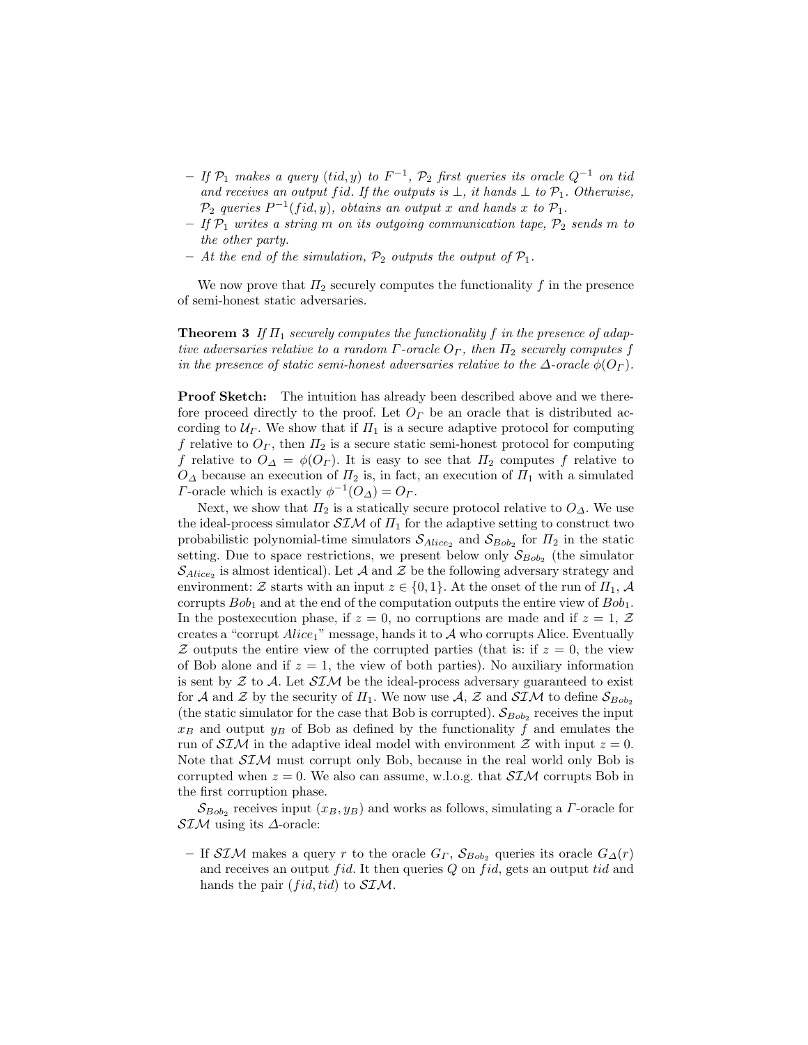- *If $\mathcal{P}_1$ makes a query $(tid, y)$ to $F^{-1}$, $\mathcal{P}_2$ first queries its oracle $Q^{-1}$ on tid and receives an output fid. If the outputs is $\perp$, it hands $\perp$ to $\mathcal{P}_1$. Otherwise, $\mathcal{P}_2$ queries $P^{-1}(fid, y)$, obtains an output $x$ and hands $x$ to $\mathcal{P}_1$.*
- *If $\mathcal{P}_1$ writes a string $m$ on its outgoing communication tape, $\mathcal{P}_2$ sends $m$ to the other party.*
- *At the end of the simulation, $\mathcal{P}_2$ outputs the output of $\mathcal{P}_1$.*

We now prove that $\Pi_2$ securely computes the functionality $f$ in the presence of semi-honest static adversaries.

**Theorem 3** *If $\Pi_1$ securely computes the functionality $f$ in the presence of adaptive adversaries relative to a random $\Gamma$-oracle $O_\Gamma$, then $\Pi_2$ securely computes $f$ in the presence of static semi-honest adversaries relative to the $\Delta$-oracle $\phi(O_\Gamma)$.*

**Proof Sketch:** The intuition has already been described above and we therefore proceed directly to the proof. Let $O_\Gamma$ be an oracle that is distributed according to $\mathcal{U}_\Gamma$. We show that if $\Pi_1$ is a secure adaptive protocol for computing $f$ relative to $O_\Gamma$, then $\Pi_2$ is a secure static semi-honest protocol for computing $f$ relative to $O_\Delta = \phi(O_\Gamma)$. It is easy to see that $\Pi_2$ computes $f$ relative to $O_\Delta$ because an execution of $\Pi_2$ is, in fact, an execution of $\Pi_1$ with a simulated $\Gamma$-oracle which is exactly $\phi^{-1}(O_\Delta) = O_\Gamma$.

Next, we show that $\Pi_2$ is a statically secure protocol relative to $O_\Delta$. We use the ideal-process simulator $\mathcal{SIM}$ of $\Pi_1$ for the adaptive setting to construct two probabilistic polynomial-time simulators $\mathcal{S}_{Alice_2}$ and $\mathcal{S}_{Bob_2}$ for $\Pi_2$ in the static setting. Due to space restrictions, we present below only $\mathcal{S}_{Bob_2}$ (the simulator $\mathcal{S}_{Alice_2}$ is almost identical). Let $\mathcal{A}$ and $\mathcal{Z}$ be the following adversary strategy and environment: $\mathcal{Z}$ starts with an input $z \in \{0, 1\}$. At the onset of the run of $\Pi_1$, $\mathcal{A}$ corrupts $Bob_1$ and at the end of the computation outputs the entire view of $Bob_1$. In the postexecution phase, if $z = 0$, no corruptions are made and if $z = 1$, $\mathcal{Z}$ creates a "corrupt $Alice_1$" message, hands it to $\mathcal{A}$ who corrupts Alice. Eventually $\mathcal{Z}$ outputs the entire view of the corrupted parties (that is: if $z = 0$, the view of Bob alone and if $z = 1$, the view of both parties). No auxiliary information is sent by $\mathcal{Z}$ to $\mathcal{A}$. Let $\mathcal{SIM}$ be the ideal-process adversary guaranteed to exist for $\mathcal{A}$ and $\mathcal{Z}$ by the security of $\Pi_1$. We now use $\mathcal{A}$, $\mathcal{Z}$ and $\mathcal{SIM}$ to define $\mathcal{S}_{Bob_2}$ (the static simulator for the case that Bob is corrupted). $\mathcal{S}_{Bob_2}$ receives the input $x_B$ and output $y_B$ of Bob as defined by the functionality $f$ and emulates the run of $\mathcal{SIM}$ in the adaptive ideal model with environment $\mathcal{Z}$ with input $z = 0$. Note that $\mathcal{SIM}$ must corrupt only Bob, because in the real world only Bob is corrupted when $z = 0$. We also can assume, w.l.o.g. that $\mathcal{SIM}$ corrupts Bob in the first corruption phase.

$\mathcal{S}_{Bob_2}$ receives input $(x_B, y_B)$ and works as follows, simulating a $\Gamma$-oracle for $\mathcal{SIM}$ using its $\Delta$-oracle:

- If $\mathcal{SIM}$ makes a query $r$ to the oracle $G_\Gamma$, $\mathcal{S}_{Bob_2}$ queries its oracle $G_\Delta(r)$ and receives an output $fid$. It then queries $Q$ on $fid$, gets an output $tid$ and hands the pair $(fid, tid)$ to $\mathcal{SIM}$.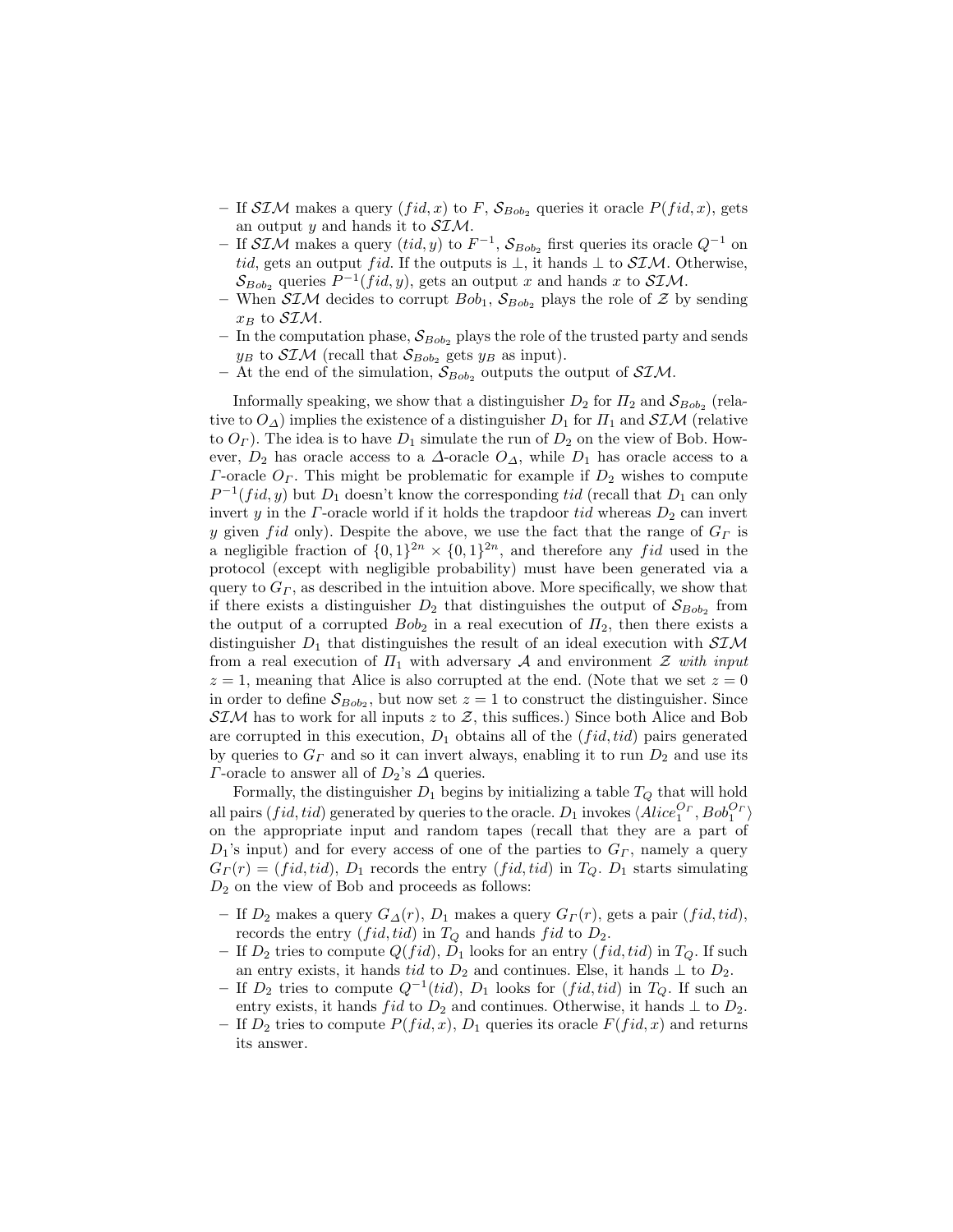- If $\mathcal{SIM}$ makes a query $(fid, x)$ to $F$, $\mathcal{S}_{Bob_2}$ queries it oracle $P(fid, x)$, gets an output $y$ and hands it to $\mathcal{SIM}$.
- If $\mathcal{SIM}$ makes a query $(tid, y)$ to $F^{-1}$, $\mathcal{S}_{Bob_2}$ first queries its oracle $Q^{-1}$ on $tid$, gets an output $fid$. If the outputs is $\perp$, it hands $\perp$ to $\mathcal{SIM}$. Otherwise, $\mathcal{S}_{Bob_2}$ queries $P^{-1}(fid, y)$, gets an output $x$ and hands $x$ to $\mathcal{SIM}$.
- When $\mathcal{SIM}$ decides to corrupt $Bob_1$, $\mathcal{S}_{Bob_2}$ plays the role of $\mathcal{Z}$ by sending $x_B$ to $\mathcal{SIM}$.
- In the computation phase, $\mathcal{S}_{Bob_2}$ plays the role of the trusted party and sends $y_B$ to $\mathcal{SIM}$ (recall that $\mathcal{S}_{Bob_2}$ gets $y_B$ as input).
- At the end of the simulation, $\mathcal{S}_{Bob_2}$ outputs the output of $\mathcal{SIM}$.

Informally speaking, we show that a distinguisher $D_2$ for $\Pi_2$ and $\mathcal{S}_{Bob_2}$ (relative to $O_\Delta$) implies the existence of a distinguisher $D_1$ for $\Pi_1$ and $\mathcal{SIM}$ (relative to $O_\Gamma$). The idea is to have $D_1$ simulate the run of $D_2$ on the view of Bob. However, $D_2$ has oracle access to a $\Delta$-oracle $O_\Delta$, while $D_1$ has oracle access to a $\Gamma$-oracle $O_\Gamma$. This might be problematic for example if $D_2$ wishes to compute $P^{-1}(fid, y)$ but $D_1$ doesn't know the corresponding $tid$ (recall that $D_1$ can only invert $y$ in the $\Gamma$-oracle world if it holds the trapdoor $tid$ whereas $D_2$ can invert $y$ given $fid$ only). Despite the above, we use the fact that the range of $G_\Gamma$ is a negligible fraction of $\{0,1\}^{2n} \times \{0,1\}^{2n}$, and therefore any $fid$ used in the protocol (except with negligible probability) must have been generated via a query to $G_\Gamma$, as described in the intuition above. More specifically, we show that if there exists a distinguisher $D_2$ that distinguishes the output of $\mathcal{S}_{Bob_2}$ from the output of a corrupted $Bob_2$ in a real execution of $\Pi_2$, then there exists a distinguisher $D_1$ that distinguishes the result of an ideal execution with $\mathcal{SIM}$ from a real execution of $\Pi_1$ with adversary $\mathcal{A}$ and environment $\mathcal{Z}$ *with input* $z = 1$, meaning that Alice is also corrupted at the end. (Note that we set $z = 0$ in order to define $\mathcal{S}_{Bob_2}$, but now set $z = 1$ to construct the distinguisher. Since $\mathcal{SIM}$ has to work for all inputs $z$ to $\mathcal{Z}$, this suffices.) Since both Alice and Bob are corrupted in this execution, $D_1$ obtains all of the $(fid, tid)$ pairs generated by queries to $G_\Gamma$ and so it can invert always, enabling it to run $D_2$ and use its $\Gamma$-oracle to answer all of $D_2$'s $\Delta$ queries.

Formally, the distinguisher $D_1$ begins by initializing a table $T_Q$ that will hold all pairs $(fid, tid)$ generated by queries to the oracle. $D_1$ invokes $\langle Alice_1^{O_\Gamma}, Bob_1^{O_\Gamma} \rangle$ on the appropriate input and random tapes (recall that they are a part of $D_1$'s input) and for every access of one of the parties to $G_\Gamma$, namely a query $G_\Gamma(r) = (fid, tid)$, $D_1$ records the entry $(fid, tid)$ in $T_Q$. $D_1$ starts simulating $D_2$ on the view of Bob and proceeds as follows:

- If $D_2$ makes a query $G_\Delta(r)$, $D_1$ makes a query $G_\Gamma(r)$, gets a pair $(fid, tid)$, records the entry $(fid, tid)$ in $T_Q$ and hands $fid$ to $D_2$.
- If $D_2$ tries to compute $Q(fid)$, $D_1$ looks for an entry $(fid, tid)$ in $T_Q$. If such an entry exists, it hands $tid$ to $D_2$ and continues. Else, it hands $\perp$ to $D_2$.
- If $D_2$ tries to compute $Q^{-1}(tid)$, $D_1$ looks for $(fid, tid)$ in $T_Q$. If such an entry exists, it hands $fid$ to $D_2$ and continues. Otherwise, it hands $\perp$ to $D_2$.
- If $D_2$ tries to compute $P(fid, x)$, $D_1$ queries its oracle $F(fid, x)$ and returns its answer.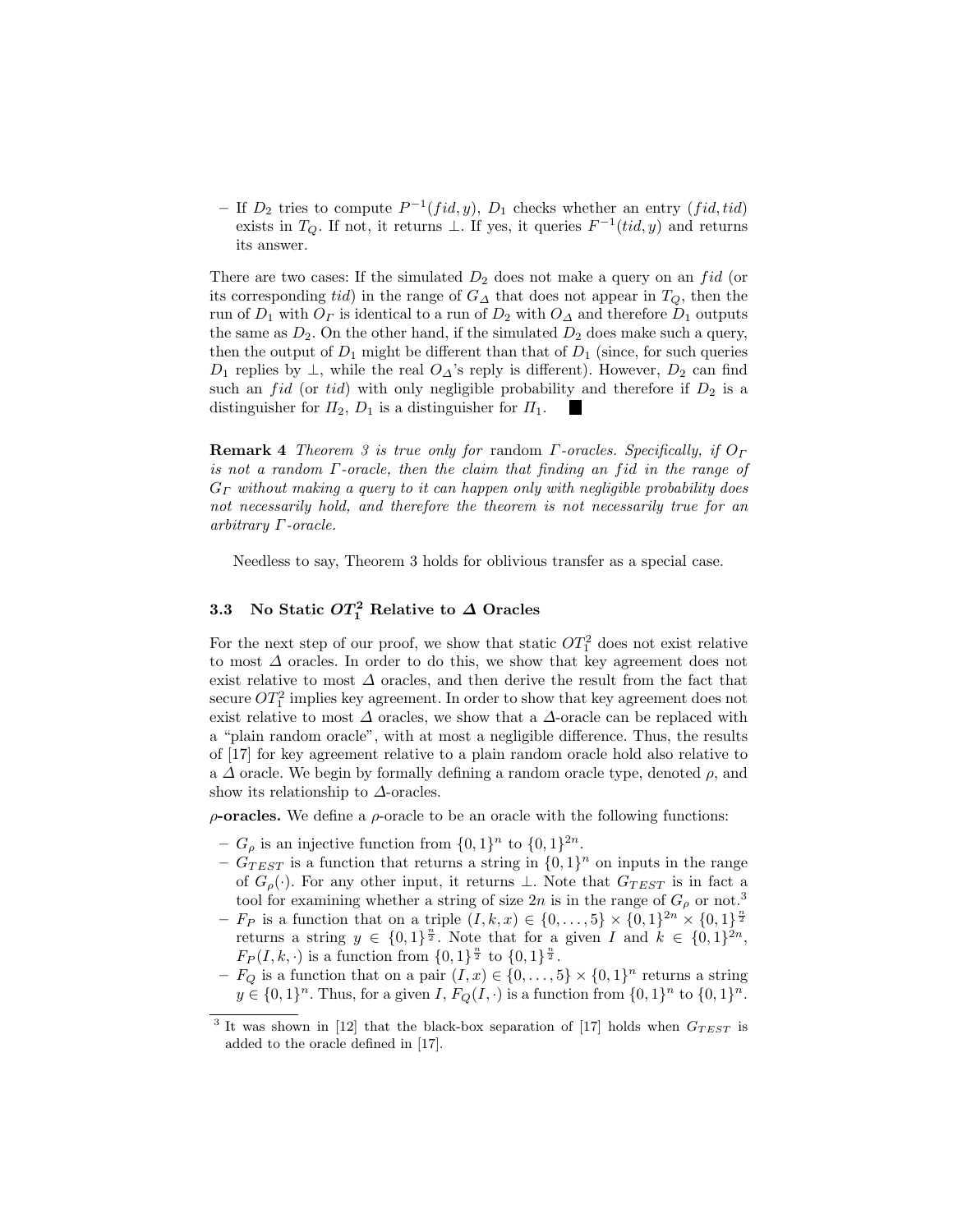- If $D_2$ tries to compute $P^{-1}(fid, y)$, $D_1$ checks whether an entry $(fid, tid)$ exists in $T_Q$. If not, it returns $\perp$. If yes, it queries $F^{-1}(tid, y)$ and returns its answer.

There are two cases: If the simulated $D_2$ does not make a query on an $fid$ (or its corresponding $tid$) in the range of $G_\Delta$ that does not appear in $T_Q$, then the run of $D_1$ with $O_\Gamma$ is identical to a run of $D_2$ with $O_\Delta$ and therefore $D_1$ outputs the same as $D_2$. On the other hand, if the simulated $D_2$ does make such a query, then the output of $D_1$ might be different than that of $D_1$ (since, for such queries $D_1$ replies by $\perp$, while the real $O_\Delta$'s reply is different). However, $D_2$ can find such an $fid$ (or $tid$) with only negligible probability and therefore if $D_2$ is a distinguisher for $\Pi_2$, $D_1$ is a distinguisher for $\Pi_1$. ■

**Remark 4** *Theorem 3 is true only for* random *$\Gamma$-oracles. Specifically, if $O_\Gamma$ is not a random $\Gamma$-oracle, then the claim that finding an $fid$ in the range of $G_\Gamma$ without making a query to it can happen only with negligible probability does not necessarily hold, and therefore the theorem is not necessarily true for an arbitrary $\Gamma$-oracle.*

Needless to say, Theorem 3 holds for oblivious transfer as a special case.

### 3.3 No Static $OT_1^2$ Relative to $\Delta$ Oracles

For the next step of our proof, we show that static $OT_1^2$ does not exist relative to most $\Delta$ oracles. In order to do this, we show that key agreement does not exist relative to most $\Delta$ oracles, and then derive the result from the fact that secure $OT_1^2$ implies key agreement. In order to show that key agreement does not exist relative to most $\Delta$ oracles, we show that a $\Delta$-oracle can be replaced with a "plain random oracle", with at most a negligible difference. Thus, the results of [17] for key agreement relative to a plain random oracle hold also relative to a $\Delta$ oracle. We begin by formally defining a random oracle type, denoted $\rho$, and show its relationship to $\Delta$-oracles.

**$\rho$-oracles.** We define a $\rho$-oracle to be an oracle with the following functions:

- $G_\rho$ is an injective function from $\{0,1\}^n$ to $\{0,1\}^{2n}$.
- $G_{TEST}$ is a function that returns a string in $\{0,1\}^n$ on inputs in the range of $G_\rho(\cdot)$. For any other input, it returns $\perp$. Note that $G_{TEST}$ is in fact a tool for examining whether a string of size $2n$ is in the range of $G_\rho$ or not.[3]
- $F_P$ is a function that on a triple $(I, k, x) \in \{0, \ldots, 5\} \times \{0,1\}^{2n} \times \{0,1\}^{\frac{n}{2}}$ returns a string $y \in \{0,1\}^{\frac{n}{2}}$. Note that for a given $I$ and $k \in \{0,1\}^{2n}$, $F_P(I, k, \cdot)$ is a function from $\{0,1\}^{\frac{n}{2}}$ to $\{0,1\}^{\frac{n}{2}}$.
- $F_Q$ is a function that on a pair $(I, x) \in \{0, \ldots, 5\} \times \{0,1\}^n$ returns a string $y \in \{0,1\}^n$. Thus, for a given $I$, $F_Q(I, \cdot)$ is a function from $\{0,1\}^n$ to $\{0,1\}^n$.

[3] It was shown in [12] that the black-box separation of [17] holds when $G_{TEST}$ is added to the oracle defined in [17].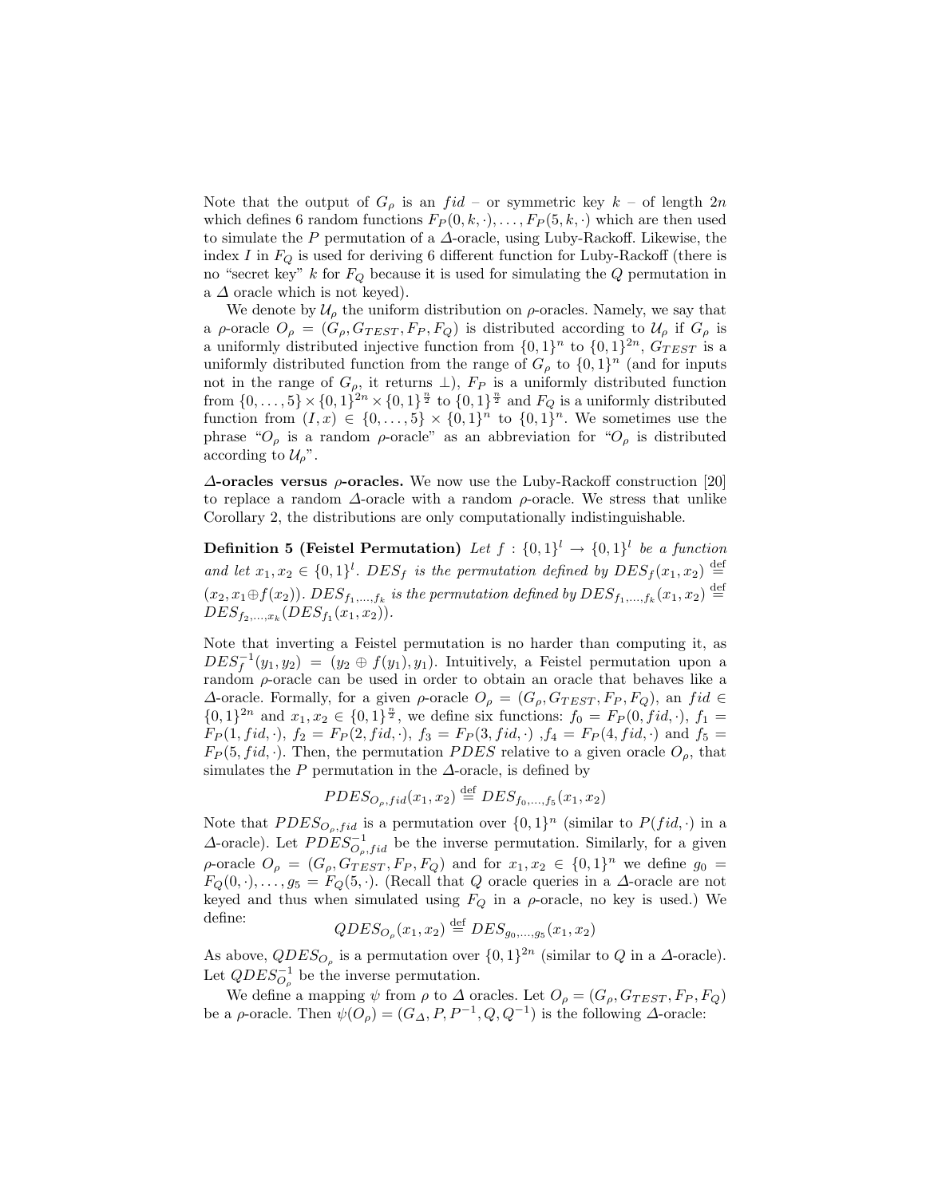Note that the output of $G_\rho$ is an $fid$ – or symmetric key $k$ – of length $2n$ which defines 6 random functions $F_P(0, k, \cdot), \ldots, F_P(5, k, \cdot)$ which are then used to simulate the $P$ permutation of a $\Delta$-oracle, using Luby-Rackoff. Likewise, the index $I$ in $F_Q$ is used for deriving 6 different function for Luby-Rackoff (there is no "secret key" $k$ for $F_Q$ because it is used for simulating the $Q$ permutation in a $\Delta$ oracle which is not keyed).

We denote by $\mathcal{U}_\rho$ the uniform distribution on $\rho$-oracles. Namely, we say that a $\rho$-oracle $O_\rho = (G_\rho, G_{TEST}, F_P, F_Q)$ is distributed according to $\mathcal{U}_\rho$ if $G_\rho$ is a uniformly distributed injective function from $\{0,1\}^n$ to $\{0,1\}^{2n}$, $G_{TEST}$ is a uniformly distributed function from the range of $G_\rho$ to $\{0,1\}^n$ (and for inputs not in the range of $G_\rho$, it returns $\perp$), $F_P$ is a uniformly distributed function from $\{0,\ldots,5\} \times \{0,1\}^{2n} \times \{0,1\}^{\frac{n}{2}}$ to $\{0,1\}^{\frac{n}{2}}$ and $F_Q$ is a uniformly distributed function from $(I, x) \in \{0,\ldots,5\} \times \{0,1\}^n$ to $\{0,1\}^n$. We sometimes use the phrase "$O_\rho$ is a random $\rho$-oracle" as an abbreviation for "$O_\rho$ is distributed according to $\mathcal{U}_\rho$".

**$\Delta$-oracles versus $\rho$-oracles.** We now use the Luby-Rackoff construction [20] to replace a random $\Delta$-oracle with a random $\rho$-oracle. We stress that unlike Corollary 2, the distributions are only computationally indistinguishable.

**Definition 5 (Feistel Permutation)** *Let $f : \{0,1\}^l \to \{0,1\}^l$ be a function and let $x_1, x_2 \in \{0,1\}^l$. $DES_f$ is the permutation defined by $DES_f(x_1, x_2) \stackrel{\text{def}}{=} (x_2, x_1 \oplus f(x_2))$. $DES_{f_1,\ldots,f_k}$ is the permutation defined by $DES_{f_1,\ldots,f_k}(x_1, x_2) \stackrel{\text{def}}{=} DES_{f_2,\ldots,x_k}(DES_{f_1}(x_1, x_2))$.*

Note that inverting a Feistel permutation is no harder than computing it, as $DES_f^{-1}(y_1, y_2) = (y_2 \oplus f(y_1), y_1)$. Intuitively, a Feistel permutation upon a random $\rho$-oracle can be used in order to obtain an oracle that behaves like a $\Delta$-oracle. Formally, for a given $\rho$-oracle $O_\rho = (G_\rho, G_{TEST}, F_P, F_Q)$, an $fid \in \{0,1\}^{2n}$ and $x_1, x_2 \in \{0,1\}^{\frac{n}{2}}$, we define six functions: $f_0 = F_P(0, fid, \cdot)$, $f_1 = F_P(1, fid, \cdot)$, $f_2 = F_P(2, fid, \cdot)$, $f_3 = F_P(3, fid, \cdot)$ ,$f_4 = F_P(4, fid, \cdot)$ and $f_5 = F_P(5, fid, \cdot)$. Then, the permutation $PDES$ relative to a given oracle $O_\rho$, that simulates the $P$ permutation in the $\Delta$-oracle, is defined by

$$PDES_{O_\rho, fid}(x_1, x_2) \stackrel{\text{def}}{=} DES_{f_0,\ldots,f_5}(x_1, x_2)$$

Note that $PDES_{O_\rho, fid}$ is a permutation over $\{0,1\}^n$ (similar to $P(fid, \cdot)$ in a $\Delta$-oracle). Let $PDES_{O_\rho, fid}^{-1}$ be the inverse permutation. Similarly, for a given $\rho$-oracle $O_\rho = (G_\rho, G_{TEST}, F_P, F_Q)$ and for $x_1, x_2 \in \{0,1\}^n$ we define $g_0 = F_Q(0, \cdot), \ldots, g_5 = F_Q(5, \cdot)$. (Recall that $Q$ oracle queries in a $\Delta$-oracle are not keyed and thus when simulated using $F_Q$ in a $\rho$-oracle, no key is used.) We define:

$$QDES_{O_\rho}(x_1, x_2) \stackrel{\text{def}}{=} DES_{g_0,\ldots,g_5}(x_1, x_2)$$

As above, $QDES_{O_\rho}$ is a permutation over $\{0,1\}^{2n}$ (similar to $Q$ in a $\Delta$-oracle). Let $QDES_{O_\rho}^{-1}$ be the inverse permutation.

We define a mapping $\psi$ from $\rho$ to $\Delta$ oracles. Let $O_\rho = (G_\rho, G_{TEST}, F_P, F_Q)$ be a $\rho$-oracle. Then $\psi(O_\rho) = (G_\Delta, P, P^{-1}, Q, Q^{-1})$ is the following $\Delta$-oracle: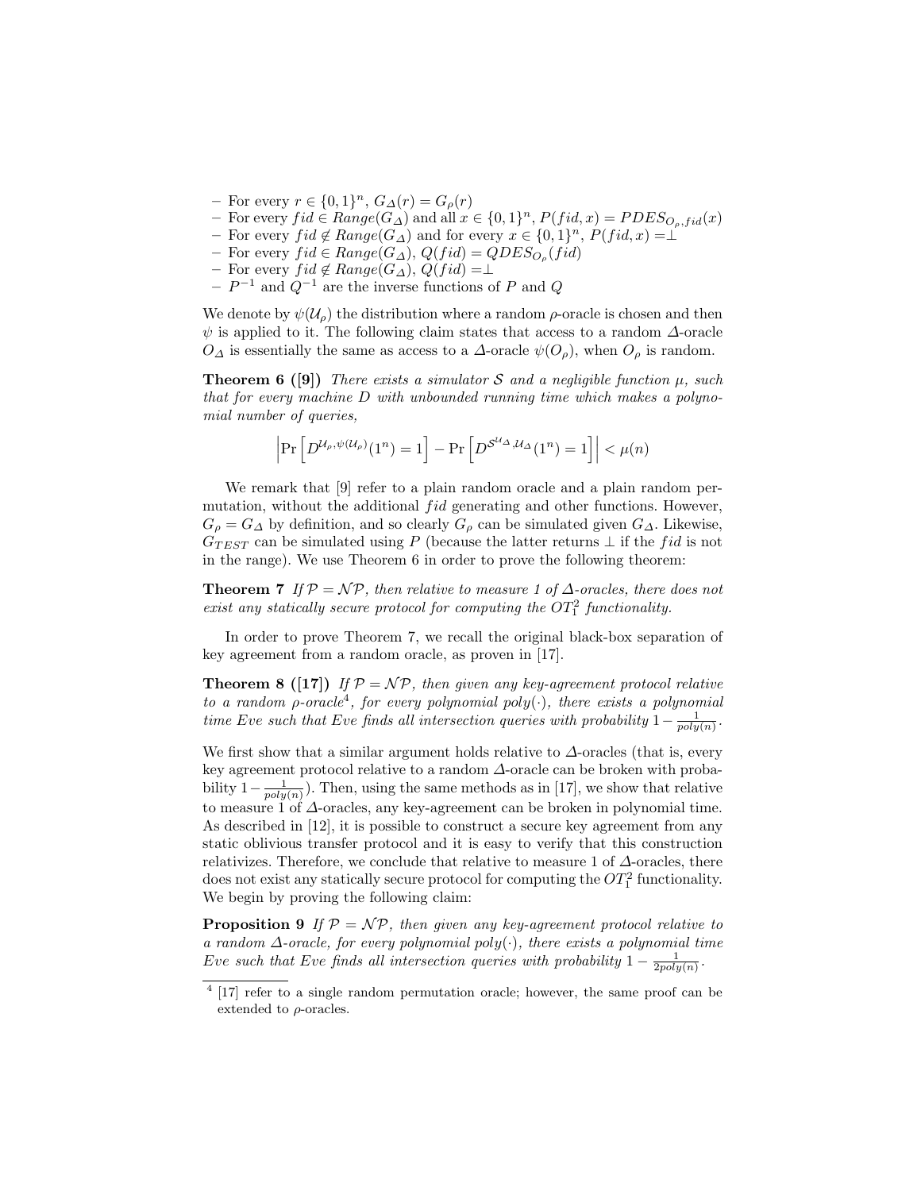- For every $r \in \{0,1\}^n$, $G_\Delta(r) = G_\rho(r)$
- For every $fid \in Range(G_\Delta)$ and all $x \in \{0,1\}^n$, $P(fid, x) = PDES_{O_\rho, fid}(x)$
- For every $fid \notin Range(G_\Delta)$ and for every $x \in \{0,1\}^n$, $P(fid, x) = \perp$
- For every $fid \in Range(G_\Delta)$, $Q(fid) = QDES_{O_\rho}(fid)$
- For every $fid \notin Range(G_\Delta)$, $Q(fid) = \perp$
- $P^{-1}$ and $Q^{-1}$ are the inverse functions of $P$ and $Q$

We denote by $\psi(\mathcal{U}_\rho)$ the distribution where a random $\rho$-oracle is chosen and then $\psi$ is applied to it. The following claim states that access to a random $\Delta$-oracle $O_\Delta$ is essentially the same as access to a $\Delta$-oracle $\psi(O_\rho)$, when $O_\rho$ is random.

**Theorem 6 ([9])** *There exists a simulator $\mathcal{S}$ and a negligible function $\mu$, such that for every machine $D$ with unbounded running time which makes a polynomial number of queries,*

$$\left| \Pr\left[ D^{\mathcal{U}_\rho, \psi(\mathcal{U}_\rho)}(1^n) = 1 \right] - \Pr\left[ D^{\mathcal{S}^{\mathcal{U}_\Delta}, \mathcal{U}_\Delta}(1^n) = 1 \right] \right| < \mu(n)$$

We remark that [9] refer to a plain random oracle and a plain random permutation, without the additional $fid$ generating and other functions. However, $G_\rho = G_\Delta$ by definition, and so clearly $G_\rho$ can be simulated given $G_\Delta$. Likewise, $G_{TEST}$ can be simulated using $P$ (because the latter returns $\perp$ if the $fid$ is not in the range). We use Theorem 6 in order to prove the following theorem:

**Theorem 7** *If $\mathcal{P} = \mathcal{NP}$, then relative to measure 1 of $\Delta$-oracles, there does not exist any statically secure protocol for computing the $OT_1^2$ functionality.*

In order to prove Theorem 7, we recall the original black-box separation of key agreement from a random oracle, as proven in [17].

**Theorem 8 ([17])** *If $\mathcal{P} = \mathcal{NP}$, then given any key-agreement protocol relative to a random $\rho$-oracle[4], for every polynomial $poly(\cdot)$, there exists a polynomial time Eve such that Eve finds all intersection queries with probability $1 - \frac{1}{poly(n)}$.*

We first show that a similar argument holds relative to $\Delta$-oracles (that is, every key agreement protocol relative to a random $\Delta$-oracle can be broken with probability $1 - \frac{1}{poly(n)}$). Then, using the same methods as in [17], we show that relative to measure 1 of $\Delta$-oracles, any key-agreement can be broken in polynomial time. As described in [12], it is possible to construct a secure key agreement from any static oblivious transfer protocol and it is easy to verify that this construction relativizes. Therefore, we conclude that relative to measure 1 of $\Delta$-oracles, there does not exist any statically secure protocol for computing the $OT_1^2$ functionality. We begin by proving the following claim:

**Proposition 9** *If $\mathcal{P} = \mathcal{NP}$, then given any key-agreement protocol relative to a random $\Delta$-oracle, for every polynomial $poly(\cdot)$, there exists a polynomial time Eve such that Eve finds all intersection queries with probability $1 - \frac{1}{2poly(n)}$.*

[4] [17] refer to a single random permutation oracle; however, the same proof can be extended to $\rho$-oracles.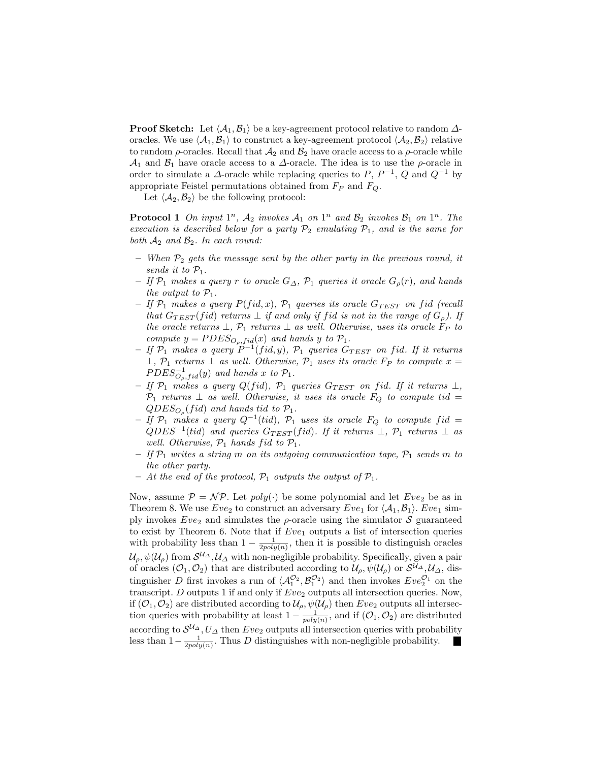**Proof Sketch:** Let $\langle \mathcal{A}_1, \mathcal{B}_1 \rangle$ be a key-agreement protocol relative to random $\Delta$-oracles. We use $\langle \mathcal{A}_1, \mathcal{B}_1 \rangle$ to construct a key-agreement protocol $\langle \mathcal{A}_2, \mathcal{B}_2 \rangle$ relative to random $\rho$-oracles. Recall that $\mathcal{A}_2$ and $\mathcal{B}_2$ have oracle access to a $\rho$-oracle while $\mathcal{A}_1$ and $\mathcal{B}_1$ have oracle access to a $\Delta$-oracle. The idea is to use the $\rho$-oracle in order to simulate a $\Delta$-oracle while replacing queries to $P$, $P^{-1}$, $Q$ and $Q^{-1}$ by appropriate Feistel permutations obtained from $F_P$ and $F_Q$.

Let $\langle \mathcal{A}_2, \mathcal{B}_2 \rangle$ be the following protocol:

**Protocol 1** *On input $1^n$, $\mathcal{A}_2$ invokes $\mathcal{A}_1$ on $1^n$ and $\mathcal{B}_2$ invokes $\mathcal{B}_1$ on $1^n$. The execution is described below for a party $\mathcal{P}_2$ emulating $\mathcal{P}_1$, and is the same for both $\mathcal{A}_2$ and $\mathcal{B}_2$. In each round:*

- *When $\mathcal{P}_2$ gets the message sent by the other party in the previous round, it sends it to $\mathcal{P}_1$.*
- *If $\mathcal{P}_1$ makes a query $r$ to oracle $G_\Delta$, $\mathcal{P}_1$ queries it oracle $G_\rho(r)$, and hands the output to $\mathcal{P}_1$.*
- *If $\mathcal{P}_1$ makes a query $P(fid, x)$, $\mathcal{P}_1$ queries its oracle $G_{TEST}$ on $fid$ (recall that $G_{TEST}(fid)$ returns $\perp$ if and only if $fid$ is not in the range of $G_\rho$). If the oracle returns $\perp$, $\mathcal{P}_1$ returns $\perp$ as well. Otherwise, uses its oracle $F_P$ to compute $y = PDES_{O_\rho, fid}(x)$ and hands $y$ to $\mathcal{P}_1$.*
- *If $\mathcal{P}_1$ makes a query $P^{-1}(fid, y)$, $\mathcal{P}_1$ queries $G_{TEST}$ on $fid$. If it returns $\perp$, $\mathcal{P}_1$ returns $\perp$ as well. Otherwise, $\mathcal{P}_1$ uses its oracle $F_P$ to compute $x = PDES^{-1}_{O_\rho, fid}(y)$ and hands $x$ to $\mathcal{P}_1$.*
- *If $\mathcal{P}_1$ makes a query $Q(fid)$, $\mathcal{P}_1$ queries $G_{TEST}$ on $fid$. If it returns $\perp$, $\mathcal{P}_1$ returns $\perp$ as well. Otherwise, it uses its oracle $F_Q$ to compute $tid = QDES_{O_\rho}(fid)$ and hands $tid$ to $\mathcal{P}_1$.*
- *If $\mathcal{P}_1$ makes a query $Q^{-1}(tid)$, $\mathcal{P}_1$ uses its oracle $F_Q$ to compute $fid = QDES^{-1}(tid)$ and queries $G_{TEST}(fid)$. If it returns $\perp$, $\mathcal{P}_1$ returns $\perp$ as well. Otherwise, $\mathcal{P}_1$ hands $fid$ to $\mathcal{P}_1$.*
- *If $\mathcal{P}_1$ writes a string $m$ on its outgoing communication tape, $\mathcal{P}_1$ sends $m$ to the other party.*
- *At the end of the protocol, $\mathcal{P}_1$ outputs the output of $\mathcal{P}_1$.*

Now, assume $\mathcal{P} = \mathcal{NP}$. Let $poly(\cdot)$ be some polynomial and let $Eve_2$ be as in Theorem 8. We use $Eve_2$ to construct an adversary $Eve_1$ for $\langle \mathcal{A}_1, \mathcal{B}_1 \rangle$. $Eve_1$ simply invokes $Eve_2$ and simulates the $\rho$-oracle using the simulator $\mathcal{S}$ guaranteed to exist by Theorem 6. Note that if $Eve_1$ outputs a list of intersection queries with probability less than $1 - \frac{1}{2poly(n)}$, then it is possible to distinguish oracles $\mathcal{U}_\rho, \psi(\mathcal{U}_\rho)$ from $\mathcal{S}^{\mathcal{U}_\Delta}, \mathcal{U}_\Delta$ with non-negligible probability. Specifically, given a pair of oracles $(\mathcal{O}_1, \mathcal{O}_2)$ that are distributed according to $\mathcal{U}_\rho, \psi(\mathcal{U}_\rho)$ or $\mathcal{S}^{\mathcal{U}_\Delta}, \mathcal{U}_\Delta$, distinguisher $D$ first invokes a run of $\langle \mathcal{A}_1^{\mathcal{O}_2}, \mathcal{B}_1^{\mathcal{O}_2} \rangle$ and then invokes $Eve_2^{\mathcal{O}_1}$ on the transcript. $D$ outputs 1 if and only if $Eve_2$ outputs all intersection queries. Now, if $(\mathcal{O}_1, \mathcal{O}_2)$ are distributed according to $\mathcal{U}_\rho, \psi(\mathcal{U}_\rho)$ then $Eve_2$ outputs all intersection queries with probability at least $1 - \frac{1}{poly(n)}$, and if $(\mathcal{O}_1, \mathcal{O}_2)$ are distributed according to $\mathcal{S}^{\mathcal{U}_\Delta}, U_\Delta$ then $Eve_2$ outputs all intersection queries with probability less than $1 - \frac{1}{2poly(n)}$. Thus $D$ distinguishes with non-negligible probability. ■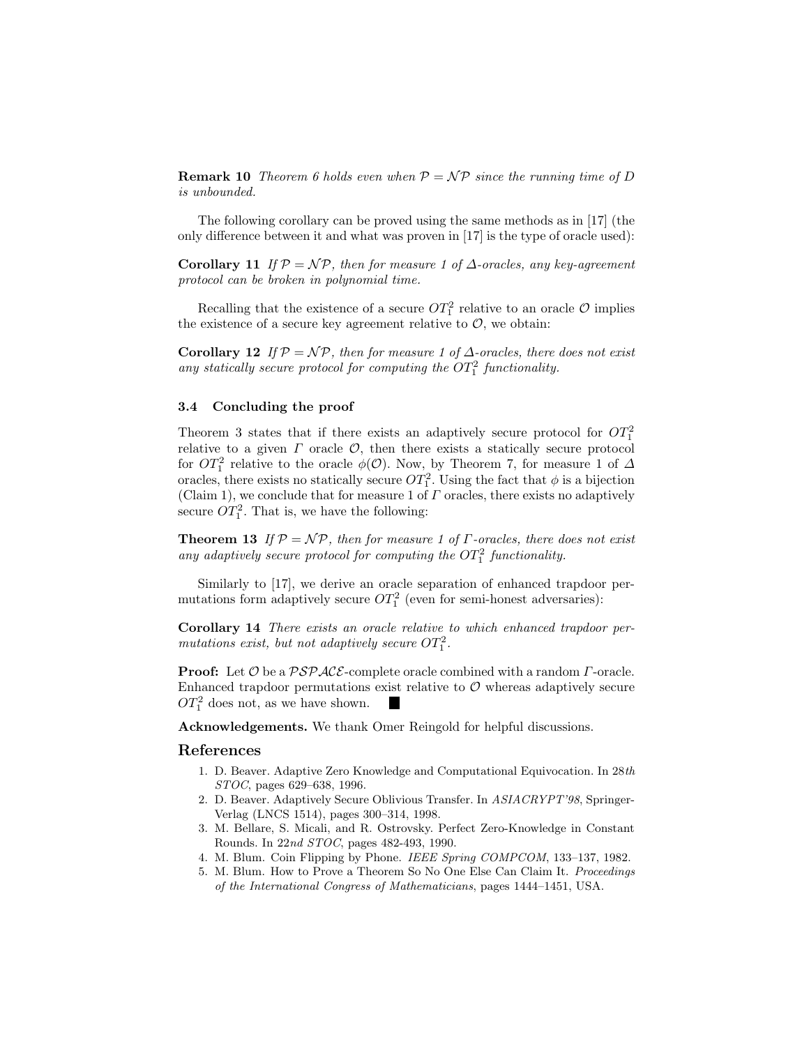**Remark 10** *Theorem 6 holds even when $\mathcal{P} = \mathcal{NP}$ since the running time of $D$ is unbounded.*

The following corollary can be proved using the same methods as in [17] (the only difference between it and what was proven in [17] is the type of oracle used):

**Corollary 11** *If $\mathcal{P} = \mathcal{NP}$, then for measure 1 of $\Delta$-oracles, any key-agreement protocol can be broken in polynomial time.*

Recalling that the existence of a secure $OT_1^2$ relative to an oracle $\mathcal{O}$ implies the existence of a secure key agreement relative to $\mathcal{O}$, we obtain:

**Corollary 12** *If $\mathcal{P} = \mathcal{NP}$, then for measure 1 of $\Delta$-oracles, there does not exist any statically secure protocol for computing the $OT_1^2$ functionality.*

### 3.4 Concluding the proof

Theorem 3 states that if there exists an adaptively secure protocol for $OT_1^2$ relative to a given $\Gamma$ oracle $\mathcal{O}$, then there exists a statically secure protocol for $OT_1^2$ relative to the oracle $\phi(\mathcal{O})$. Now, by Theorem 7, for measure 1 of $\Delta$ oracles, there exists no statically secure $OT_1^2$. Using the fact that $\phi$ is a bijection (Claim 1), we conclude that for measure 1 of $\Gamma$ oracles, there exists no adaptively secure $OT_1^2$. That is, we have the following:

**Theorem 13** *If $\mathcal{P} = \mathcal{NP}$, then for measure 1 of $\Gamma$-oracles, there does not exist any adaptively secure protocol for computing the $OT_1^2$ functionality.*

Similarly to [17], we derive an oracle separation of enhanced trapdoor permutations form adaptively secure $OT_1^2$ (even for semi-honest adversaries):

**Corollary 14** *There exists an oracle relative to which enhanced trapdoor permutations exist, but not adaptively secure $OT_1^2$.*

**Proof:** Let $\mathcal{O}$ be a $\mathcal{PSPACE}$-complete oracle combined with a random $\Gamma$-oracle. Enhanced trapdoor permutations exist relative to $\mathcal{O}$ whereas adaptively secure $OT_1^2$ does not, as we have shown. ■

**Acknowledgements.** We thank Omer Reingold for helpful discussions.

## References

1. D. Beaver. Adaptive Zero Knowledge and Computational Equivocation. In *28th STOC*, pages 629–638, 1996.
2. D. Beaver. Adaptively Secure Oblivious Transfer. In *ASIACRYPT'98*, Springer-Verlag (LNCS 1514), pages 300–314, 1998.
3. M. Bellare, S. Micali, and R. Ostrovsky. Perfect Zero-Knowledge in Constant Rounds. In *22nd STOC*, pages 482-493, 1990.
4. M. Blum. Coin Flipping by Phone. *IEEE Spring COMPCOM*, 133–137, 1982.
5. M. Blum. How to Prove a Theorem So No One Else Can Claim It. *Proceedings of the International Congress of Mathematicians*, pages 1444–1451, USA.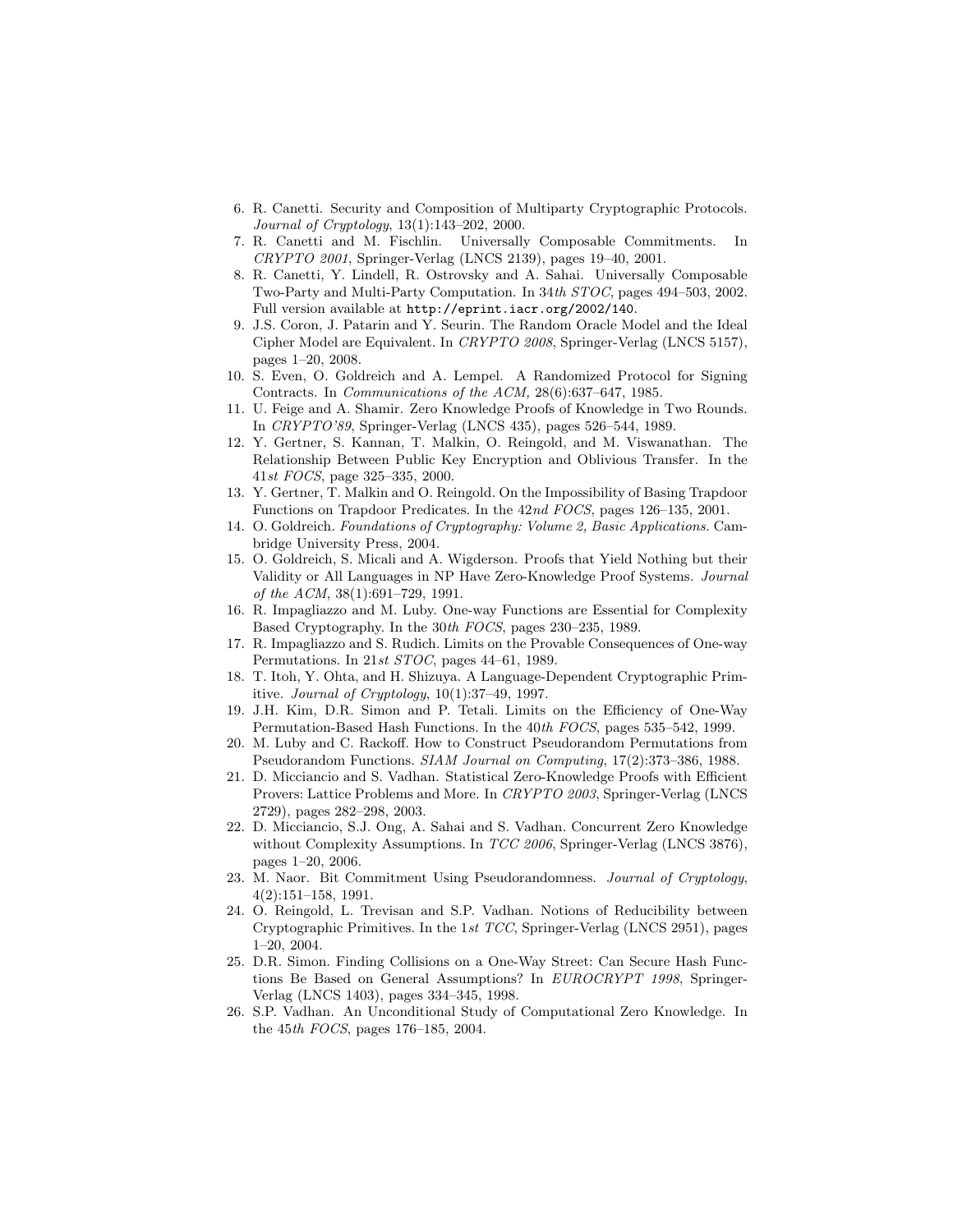6. R. Canetti. Security and Composition of Multiparty Cryptographic Protocols. *Journal of Cryptology*, 13(1):143–202, 2000.
7. R. Canetti and M. Fischlin. Universally Composable Commitments. In *CRYPTO 2001*, Springer-Verlag (LNCS 2139), pages 19–40, 2001.
8. R. Canetti, Y. Lindell, R. Ostrovsky and A. Sahai. Universally Composable Two-Party and Multi-Party Computation. In 34*th STOC*, pages 494–503, 2002. Full version available at `http://eprint.iacr.org/2002/140`.
9. J.S. Coron, J. Patarin and Y. Seurin. The Random Oracle Model and the Ideal Cipher Model are Equivalent. In *CRYPTO 2008*, Springer-Verlag (LNCS 5157), pages 1–20, 2008.
10. S. Even, O. Goldreich and A. Lempel. A Randomized Protocol for Signing Contracts. In *Communications of the ACM,* 28(6):637–647, 1985.
11. U. Feige and A. Shamir. Zero Knowledge Proofs of Knowledge in Two Rounds. In *CRYPTO'89*, Springer-Verlag (LNCS 435), pages 526–544, 1989.
12. Y. Gertner, S. Kannan, T. Malkin, O. Reingold, and M. Viswanathan. The Relationship Between Public Key Encryption and Oblivious Transfer. In the 41*st FOCS*, page 325–335, 2000.
13. Y. Gertner, T. Malkin and O. Reingold. On the Impossibility of Basing Trapdoor Functions on Trapdoor Predicates. In the 42*nd FOCS*, pages 126–135, 2001.
14. O. Goldreich. *Foundations of Cryptography: Volume 2, Basic Applications*. Cambridge University Press, 2004.
15. O. Goldreich, S. Micali and A. Wigderson. Proofs that Yield Nothing but their Validity or All Languages in NP Have Zero-Knowledge Proof Systems. *Journal of the ACM*, 38(1):691–729, 1991.
16. R. Impagliazzo and M. Luby. One-way Functions are Essential for Complexity Based Cryptography. In the 30*th FOCS*, pages 230–235, 1989.
17. R. Impagliazzo and S. Rudich. Limits on the Provable Consequences of One-way Permutations. In 21*st STOC*, pages 44–61, 1989.
18. T. Itoh, Y. Ohta, and H. Shizuya. A Language-Dependent Cryptographic Primitive. *Journal of Cryptology*, 10(1):37–49, 1997.
19. J.H. Kim, D.R. Simon and P. Tetali. Limits on the Efficiency of One-Way Permutation-Based Hash Functions. In the 40*th FOCS*, pages 535–542, 1999.
20. M. Luby and C. Rackoff. How to Construct Pseudorandom Permutations from Pseudorandom Functions. *SIAM Journal on Computing*, 17(2):373–386, 1988.
21. D. Micciancio and S. Vadhan. Statistical Zero-Knowledge Proofs with Efficient Provers: Lattice Problems and More. In *CRYPTO 2003*, Springer-Verlag (LNCS 2729), pages 282–298, 2003.
22. D. Micciancio, S.J. Ong, A. Sahai and S. Vadhan. Concurrent Zero Knowledge without Complexity Assumptions. In *TCC 2006*, Springer-Verlag (LNCS 3876), pages 1–20, 2006.
23. M. Naor. Bit Commitment Using Pseudorandomness. *Journal of Cryptology*, 4(2):151–158, 1991.
24. O. Reingold, L. Trevisan and S.P. Vadhan. Notions of Reducibility between Cryptographic Primitives. In the 1*st TCC*, Springer-Verlag (LNCS 2951), pages 1–20, 2004.
25. D.R. Simon. Finding Collisions on a One-Way Street: Can Secure Hash Functions Be Based on General Assumptions? In *EUROCRYPT 1998*, Springer-Verlag (LNCS 1403), pages 334–345, 1998.
26. S.P. Vadhan. An Unconditional Study of Computational Zero Knowledge. In the 45*th FOCS*, pages 176–185, 2004.